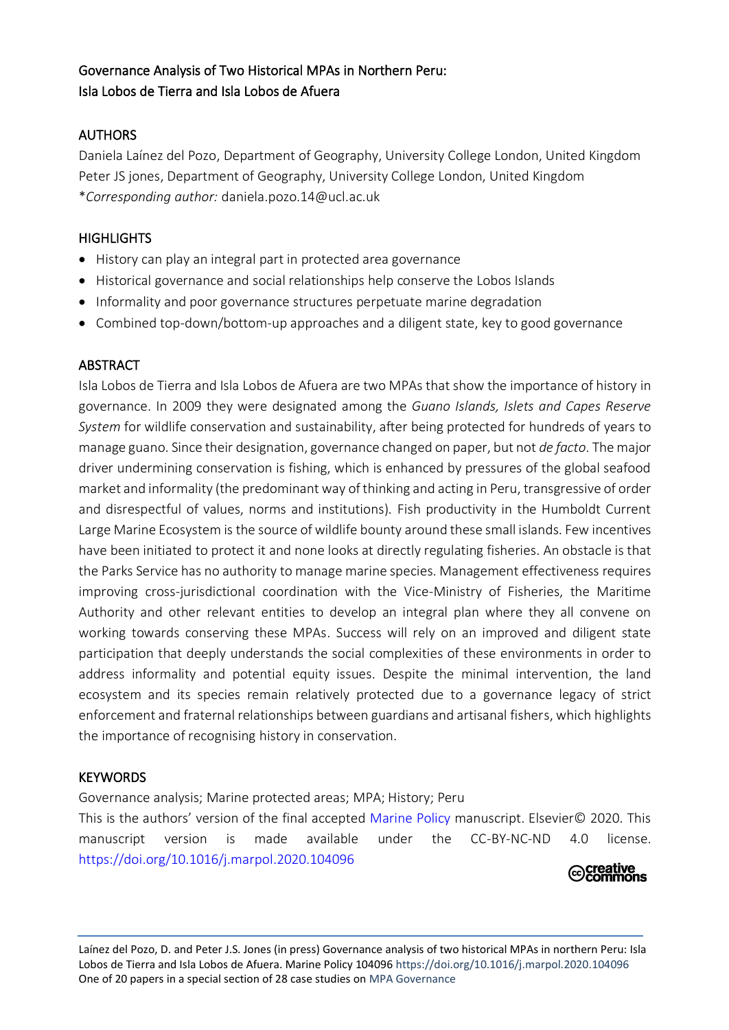# Governance Analysis of Two Historical MPAs in Northern Peru: Isla Lobos de Tierra and Isla Lobos de Afuera

## AUTHORS

Daniela Laínez del Pozo, Department of Geography, University College London, United Kingdom
Peter JS jones, Department of Geography, University College London, United Kingdom
\**Corresponding author:* daniela.pozo.14@ucl.ac.uk

## HIGHLIGHTS

- History can play an integral part in protected area governance
- Historical governance and social relationships help conserve the Lobos Islands
- Informality and poor governance structures perpetuate marine degradation
- Combined top-down/bottom-up approaches and a diligent state, key to good governance

## ABSTRACT

Isla Lobos de Tierra and Isla Lobos de Afuera are two MPAs that show the importance of history in governance. In 2009 they were designated among the *Guano Islands, Islets and Capes Reserve System* for wildlife conservation and sustainability, after being protected for hundreds of years to manage guano. Since their designation, governance changed on paper, but not *de facto*. The major driver undermining conservation is fishing, which is enhanced by pressures of the global seafood market and informality (the predominant way of thinking and acting in Peru, transgressive of order and disrespectful of values, norms and institutions). Fish productivity in the Humboldt Current Large Marine Ecosystem is the source of wildlife bounty around these small islands. Few incentives have been initiated to protect it and none looks at directly regulating fisheries. An obstacle is that the Parks Service has no authority to manage marine species. Management effectiveness requires improving cross-jurisdictional coordination with the Vice-Ministry of Fisheries, the Maritime Authority and other relevant entities to develop an integral plan where they all convene on working towards conserving these MPAs. Success will rely on an improved and diligent state participation that deeply understands the social complexities of these environments in order to address informality and potential equity issues. Despite the minimal intervention, the land ecosystem and its species remain relatively protected due to a governance legacy of strict enforcement and fraternal relationships between guardians and artisanal fishers, which highlights the importance of recognising history in conservation.

## KEYWORDS

Governance analysis; Marine protected areas; MPA; History; Peru

This is the authors' version of the final accepted Marine Policy manuscript. Elsevier© 2020. This manuscript version is made available under the CC-BY-NC-ND 4.0 license. https://doi.org/10.1016/j.marpol.2020.104096

Laínez del Pozo, D. and Peter J.S. Jones (in press) Governance analysis of two historical MPAs in northern Peru: Isla Lobos de Tierra and Isla Lobos de Afuera. Marine Policy 104096 https://doi.org/10.1016/j.marpol.2020.104096
One of 20 papers in a special section of 28 case studies on MPA Governance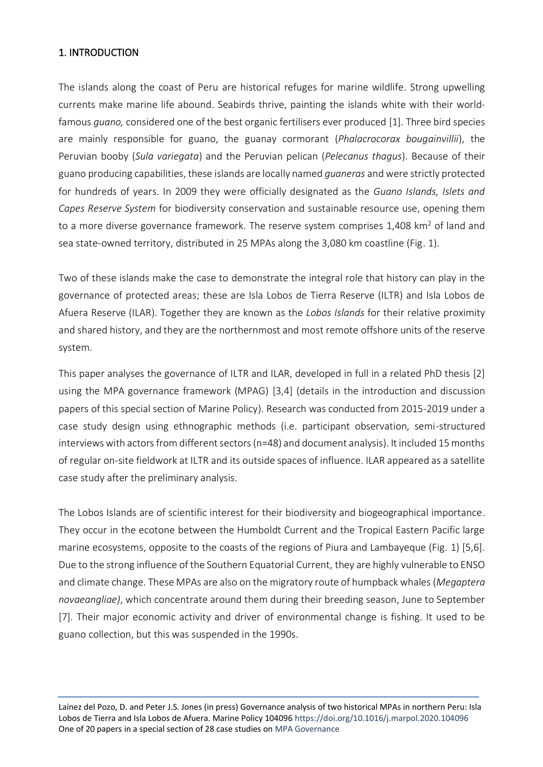## 1. INTRODUCTION

The islands along the coast of Peru are historical refuges for marine wildlife. Strong upwelling currents make marine life abound. Seabirds thrive, painting the islands white with their world-famous *guano,* considered one of the best organic fertilisers ever produced [1]. Three bird species are mainly responsible for guano, the guanay cormorant (*Phalacrocorax bougainvillii*), the Peruvian booby (*Sula variegata*) and the Peruvian pelican (*Pelecanus thagus*). Because of their guano producing capabilities, these islands are locally named *guaneras* and were strictly protected for hundreds of years. In 2009 they were officially designated as the *Guano Islands, Islets and Capes Reserve System* for biodiversity conservation and sustainable resource use, opening them to a more diverse governance framework. The reserve system comprises 1,408 km$^2$ of land and sea state-owned territory, distributed in 25 MPAs along the 3,080 km coastline (Fig. 1).

Two of these islands make the case to demonstrate the integral role that history can play in the governance of protected areas; these are Isla Lobos de Tierra Reserve (ILTR) and Isla Lobos de Afuera Reserve (ILAR). Together they are known as the *Lobos Islands* for their relative proximity and shared history, and they are the northernmost and most remote offshore units of the reserve system.

This paper analyses the governance of ILTR and ILAR, developed in full in a related PhD thesis [2] using the MPA governance framework (MPAG) [3,4] (details in the introduction and discussion papers of this special section of Marine Policy). Research was conducted from 2015-2019 under a case study design using ethnographic methods (i.e. participant observation, semi-structured interviews with actors from different sectors (n=48) and document analysis). It included 15 months of regular on-site fieldwork at ILTR and its outside spaces of influence. ILAR appeared as a satellite case study after the preliminary analysis.

The Lobos Islands are of scientific interest for their biodiversity and biogeographical importance. They occur in the ecotone between the Humboldt Current and the Tropical Eastern Pacific large marine ecosystems, opposite to the coasts of the regions of Piura and Lambayeque (Fig. 1) [5,6]. Due to the strong influence of the Southern Equatorial Current, they are highly vulnerable to ENSO and climate change. These MPAs are also on the migratory route of humpback whales (*Megaptera novaeangliae)*, which concentrate around them during their breeding season, June to September [7]. Their major economic activity and driver of environmental change is fishing. It used to be guano collection, but this was suspended in the 1990s.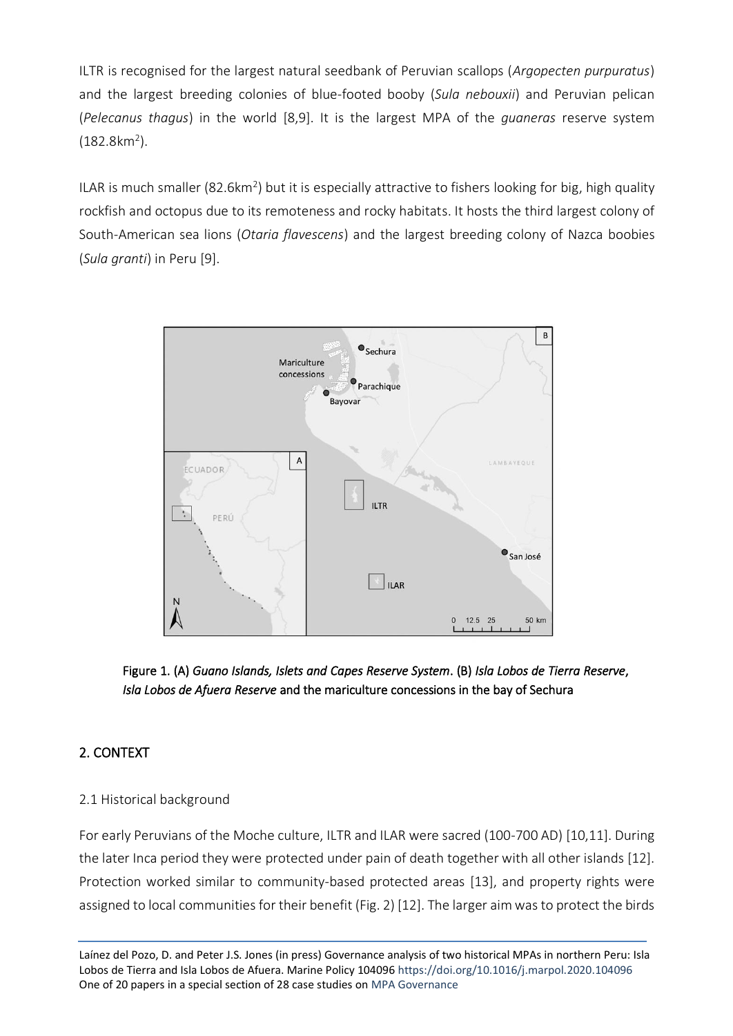ILTR is recognised for the largest natural seedbank of Peruvian scallops (*Argopecten purpuratus*) and the largest breeding colonies of blue-footed booby (*Sula nebouxii*) and Peruvian pelican (*Pelecanus thagus*) in the world [8,9]. It is the largest MPA of the *guaneras* reserve system (182.8km$^2$).

ILAR is much smaller (82.6km$^2$) but it is especially attractive to fishers looking for big, high quality rockfish and octopus due to its remoteness and rocky habitats. It hosts the third largest colony of South-American sea lions (*Otaria flavescens*) and the largest breeding colony of Nazca boobies (*Sula granti*) in Peru [9].

**Figure 1. (A)** ***Guano Islands, Islets and Capes Reserve System*****. (B)** ***Isla Lobos de Tierra Reserve*****,** ***Isla Lobos de Afuera Reserve*** **and the mariculture concessions in the bay of Sechura**

## 2. CONTEXT

### 2.1 Historical background

For early Peruvians of the Moche culture, ILTR and ILAR were sacred (100-700 AD) [10,11]. During the later Inca period they were protected under pain of death together with all other islands [12]. Protection worked similar to community-based protected areas [13], and property rights were assigned to local communities for their benefit (Fig. 2) [12]. The larger aim was to protect the birds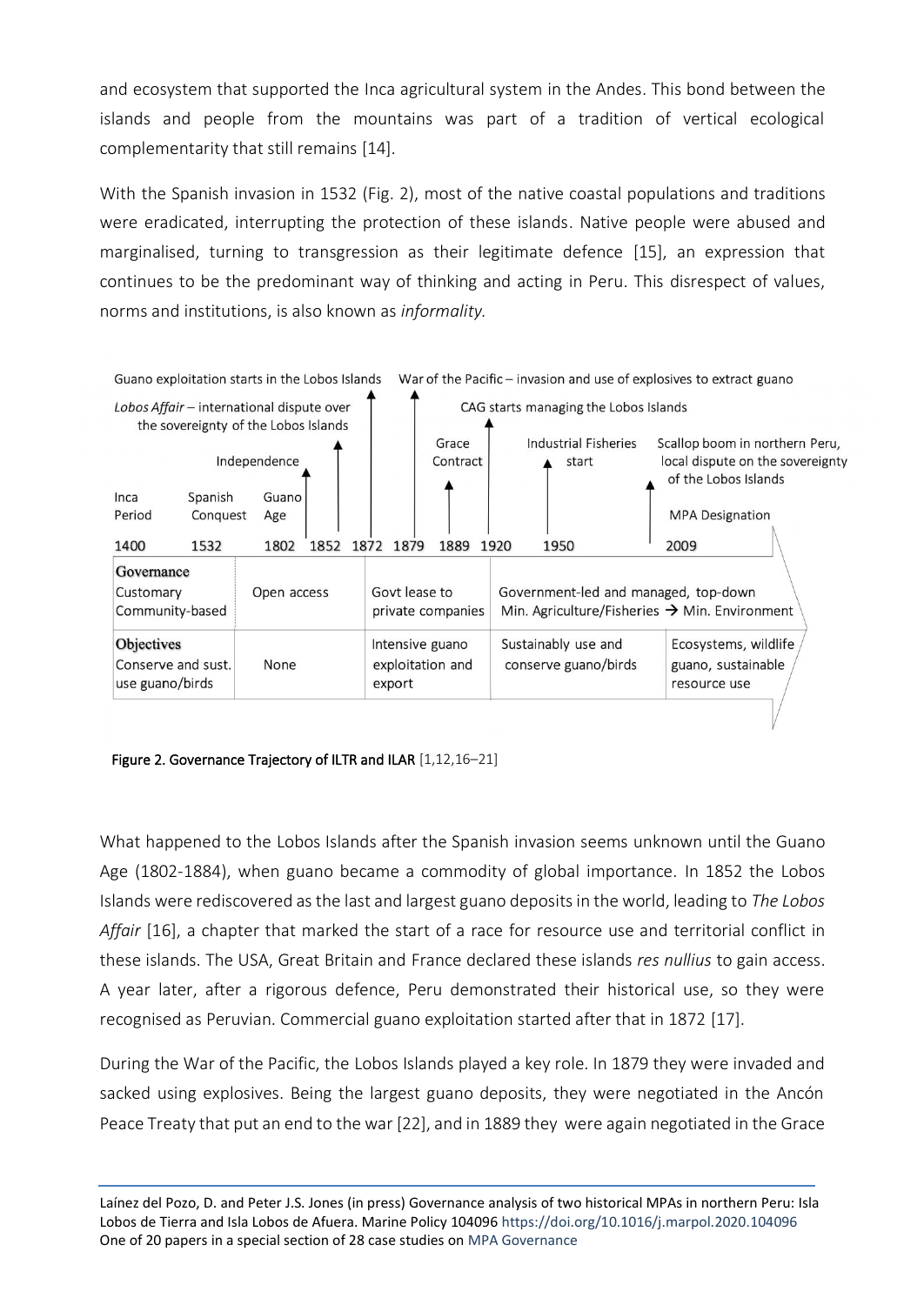and ecosystem that supported the Inca agricultural system in the Andes. This bond between the islands and people from the mountains was part of a tradition of vertical ecological complementarity that still remains [14].

With the Spanish invasion in 1532 (Fig. 2), most of the native coastal populations and traditions were eradicated, interrupting the protection of these islands. Native people were abused and marginalised, turning to transgression as their legitimate defence [15], an expression that continues to be the predominant way of thinking and acting in Peru. This disrespect of values, norms and institutions, is also known as *informality.*

| 1400 | 1532 | 1802 | 1852 | 1872 | 1879 | 1889 | 1920 | 1950 | 2009 |
|---|---|---|---|---|---|---|---|---|---|
| Inca Period | Spanish Conquest | Guano Age | *Lobos Affair* – international dispute over the sovereignty of the Lobos Islands | Guano exploitation starts in the Lobos Islands | War of the Pacific – invasion and use of explosives to extract guano | Grace Contract | CAG starts managing the Lobos Islands | Industrial Fisheries start | Scallop boom in northern Peru, local dispute on the sovereignty of the Lobos Islands; MPA Designation |

Independence

| | | | | |
|---|---|---|---|---|
| **Governance** | Customary Community-based | Open access | Govt lease to private companies | Government-led and managed, top-down Min. Agriculture/Fisheries → Min. Environment | |
| **Objectives** | Conserve and sust. use guano/birds | None | Intensive guano exploitation and export | Sustainably use and conserve guano/birds | Ecosystems, wildlife guano, sustainable resource use |

**Figure 2. Governance Trajectory of ILTR and ILAR** [1,12,16–21]

What happened to the Lobos Islands after the Spanish invasion seems unknown until the Guano Age (1802-1884), when guano became a commodity of global importance. In 1852 the Lobos Islands were rediscovered as the last and largest guano deposits in the world, leading to *The Lobos Affair* [16], a chapter that marked the start of a race for resource use and territorial conflict in these islands. The USA, Great Britain and France declared these islands *res nullius* to gain access. A year later, after a rigorous defence, Peru demonstrated their historical use, so they were recognised as Peruvian. Commercial guano exploitation started after that in 1872 [17].

During the War of the Pacific, the Lobos Islands played a key role. In 1879 they were invaded and sacked using explosives. Being the largest guano deposits, they were negotiated in the Ancón Peace Treaty that put an end to the war [22], and in 1889 they were again negotiated in the Grace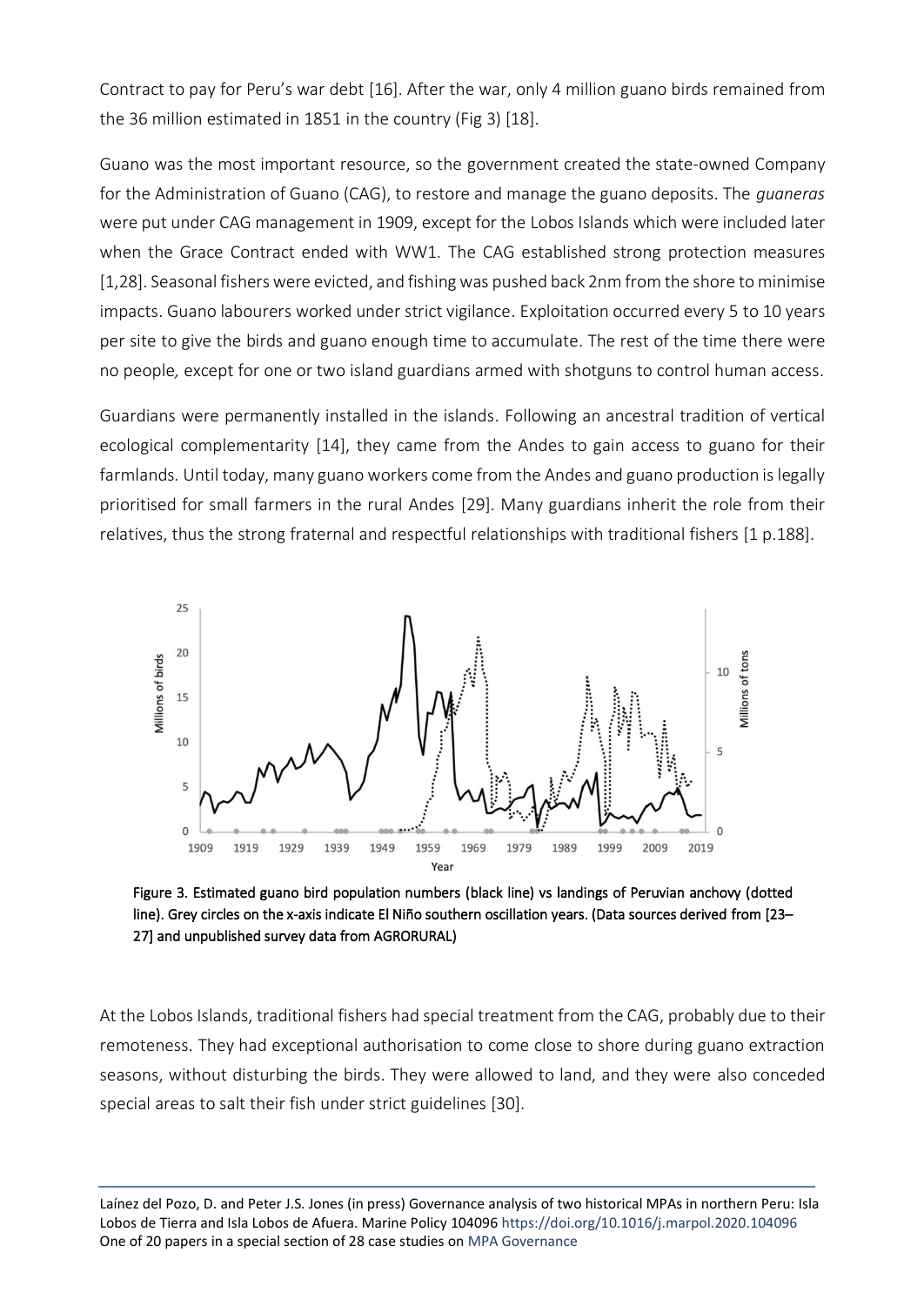Contract to pay for Peru's war debt [16]. After the war, only 4 million guano birds remained from the 36 million estimated in 1851 in the country (Fig 3) [18].

Guano was the most important resource, so the government created the state-owned Company for the Administration of Guano (CAG), to restore and manage the guano deposits. The *guaneras* were put under CAG management in 1909, except for the Lobos Islands which were included later when the Grace Contract ended with WW1. The CAG established strong protection measures [1,28]. Seasonal fishers were evicted, and fishing was pushed back 2nm from the shore to minimise impacts. Guano labourers worked under strict vigilance. Exploitation occurred every 5 to 10 years per site to give the birds and guano enough time to accumulate. The rest of the time there were no people, except for one or two island guardians armed with shotguns to control human access.

Guardians were permanently installed in the islands. Following an ancestral tradition of vertical ecological complementarity [14], they came from the Andes to gain access to guano for their farmlands. Until today, many guano workers come from the Andes and guano production is legally prioritised for small farmers in the rural Andes [29]. Many guardians inherit the role from their relatives, thus the strong fraternal and respectful relationships with traditional fishers [1 p.188].

Figure 3. Estimated guano bird population numbers (black line) vs landings of Peruvian anchovy (dotted line). Grey circles on the x-axis indicate El Niño southern oscillation years. (Data sources derived from [23–27] and unpublished survey data from AGRORURAL)

At the Lobos Islands, traditional fishers had special treatment from the CAG, probably due to their remoteness. They had exceptional authorisation to come close to shore during guano extraction seasons, without disturbing the birds. They were allowed to land, and they were also conceded special areas to salt their fish under strict guidelines [30].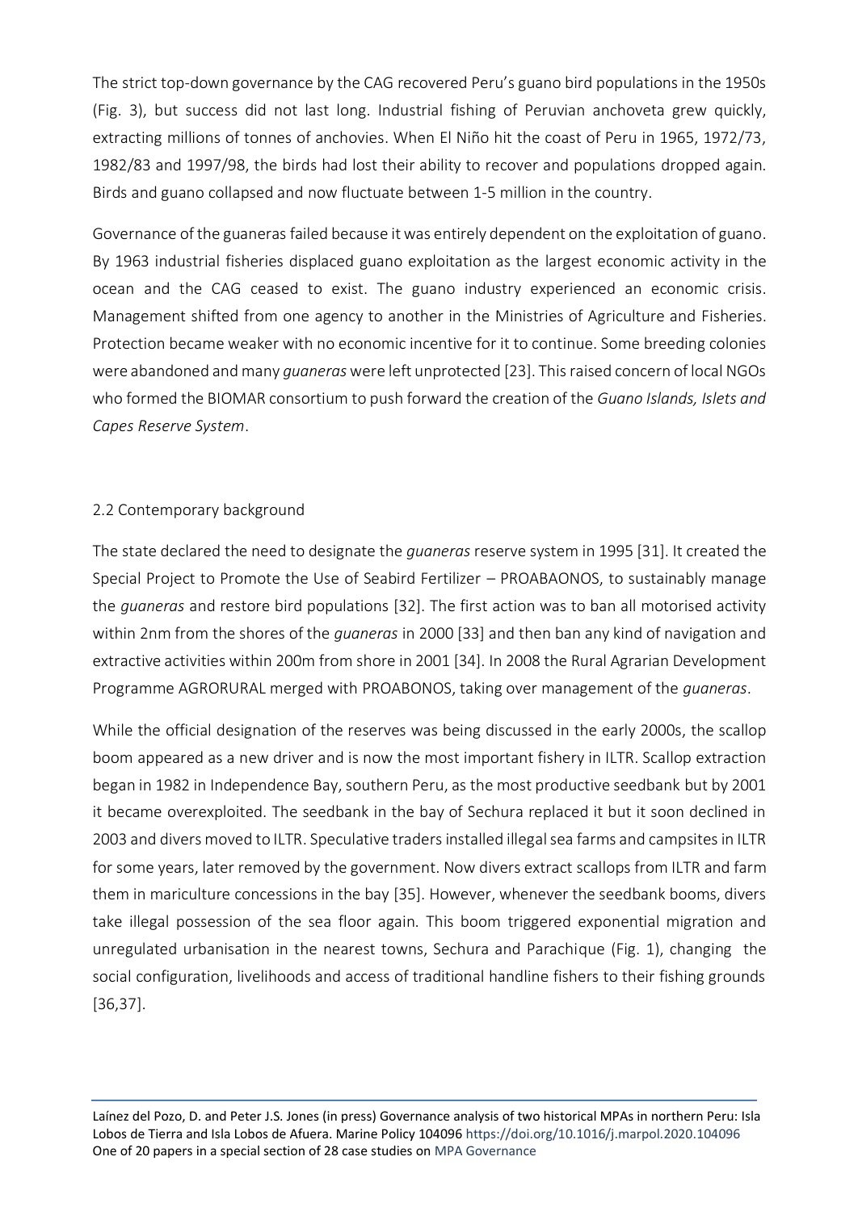The strict top-down governance by the CAG recovered Peru's guano bird populations in the 1950s (Fig. 3), but success did not last long. Industrial fishing of Peruvian anchoveta grew quickly, extracting millions of tonnes of anchovies. When El Niño hit the coast of Peru in 1965, 1972/73, 1982/83 and 1997/98, the birds had lost their ability to recover and populations dropped again. Birds and guano collapsed and now fluctuate between 1-5 million in the country.

Governance of the guaneras failed because it was entirely dependent on the exploitation of guano. By 1963 industrial fisheries displaced guano exploitation as the largest economic activity in the ocean and the CAG ceased to exist. The guano industry experienced an economic crisis. Management shifted from one agency to another in the Ministries of Agriculture and Fisheries. Protection became weaker with no economic incentive for it to continue. Some breeding colonies were abandoned and many *guaneras* were left unprotected [23]. This raised concern of local NGOs who formed the BIOMAR consortium to push forward the creation of the *Guano Islands, Islets and Capes Reserve System*.

## 2.2 Contemporary background

The state declared the need to designate the *guaneras* reserve system in 1995 [31]. It created the Special Project to Promote the Use of Seabird Fertilizer – PROABAONOS, to sustainably manage the *guaneras* and restore bird populations [32]. The first action was to ban all motorised activity within 2nm from the shores of the *guaneras* in 2000 [33] and then ban any kind of navigation and extractive activities within 200m from shore in 2001 [34]. In 2008 the Rural Agrarian Development Programme AGRORURAL merged with PROABONOS, taking over management of the *guaneras*.

While the official designation of the reserves was being discussed in the early 2000s, the scallop boom appeared as a new driver and is now the most important fishery in ILTR. Scallop extraction began in 1982 in Independence Bay, southern Peru, as the most productive seedbank but by 2001 it became overexploited. The seedbank in the bay of Sechura replaced it but it soon declined in 2003 and divers moved to ILTR. Speculative traders installed illegal sea farms and campsites in ILTR for some years, later removed by the government. Now divers extract scallops from ILTR and farm them in mariculture concessions in the bay [35]. However, whenever the seedbank booms, divers take illegal possession of the sea floor again. This boom triggered exponential migration and unregulated urbanisation in the nearest towns, Sechura and Parachique (Fig. 1), changing the social configuration, livelihoods and access of traditional handline fishers to their fishing grounds [36,37].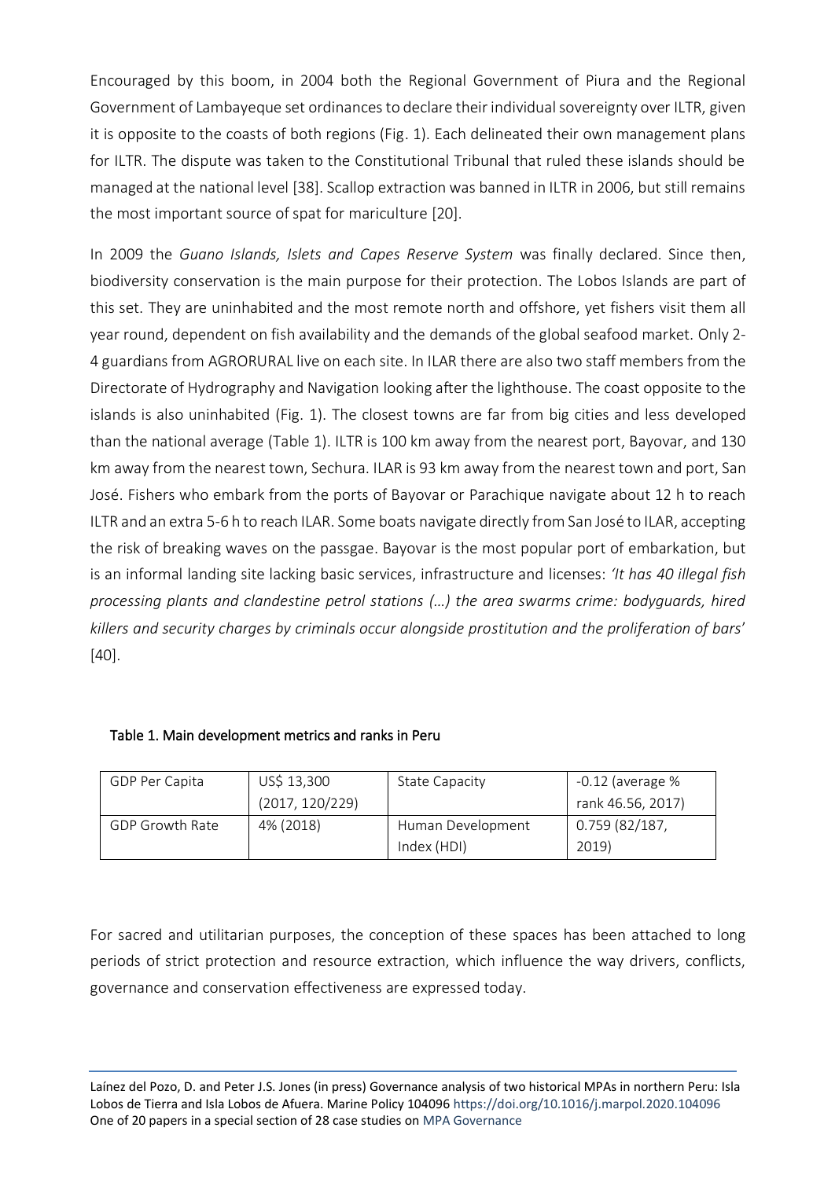Encouraged by this boom, in 2004 both the Regional Government of Piura and the Regional Government of Lambayeque set ordinances to declare their individual sovereignty over ILTR, given it is opposite to the coasts of both regions (Fig. 1). Each delineated their own management plans for ILTR. The dispute was taken to the Constitutional Tribunal that ruled these islands should be managed at the national level [38]. Scallop extraction was banned in ILTR in 2006, but still remains the most important source of spat for mariculture [20].

In 2009 the *Guano Islands, Islets and Capes Reserve System* was finally declared. Since then, biodiversity conservation is the main purpose for their protection. The Lobos Islands are part of this set. They are uninhabited and the most remote north and offshore, yet fishers visit them all year round, dependent on fish availability and the demands of the global seafood market. Only 2-4 guardians from AGRORURAL live on each site. In ILAR there are also two staff members from the Directorate of Hydrography and Navigation looking after the lighthouse. The coast opposite to the islands is also uninhabited (Fig. 1). The closest towns are far from big cities and less developed than the national average (Table 1). ILTR is 100 km away from the nearest port, Bayovar, and 130 km away from the nearest town, Sechura. ILAR is 93 km away from the nearest town and port, San José. Fishers who embark from the ports of Bayovar or Parachique navigate about 12 h to reach ILTR and an extra 5-6 h to reach ILAR. Some boats navigate directly from San José to ILAR, accepting the risk of breaking waves on the passgae. Bayovar is the most popular port of embarkation, but is an informal landing site lacking basic services, infrastructure and licenses: *'It has 40 illegal fish processing plants and clandestine petrol stations (…) the area swarms crime: bodyguards, hired killers and security charges by criminals occur alongside prostitution and the proliferation of bars'* [40].

**Table 1. Main development metrics and ranks in Peru**

| GDP Per Capita | US$ 13,300 (2017, 120/229) | State Capacity | -0.12 (average % rank 46.56, 2017) |
|---|---|---|---|
| GDP Growth Rate | 4% (2018) | Human Development Index (HDI) | 0.759 (82/187, 2019) |

For sacred and utilitarian purposes, the conception of these spaces has been attached to long periods of strict protection and resource extraction, which influence the way drivers, conflicts, governance and conservation effectiveness are expressed today.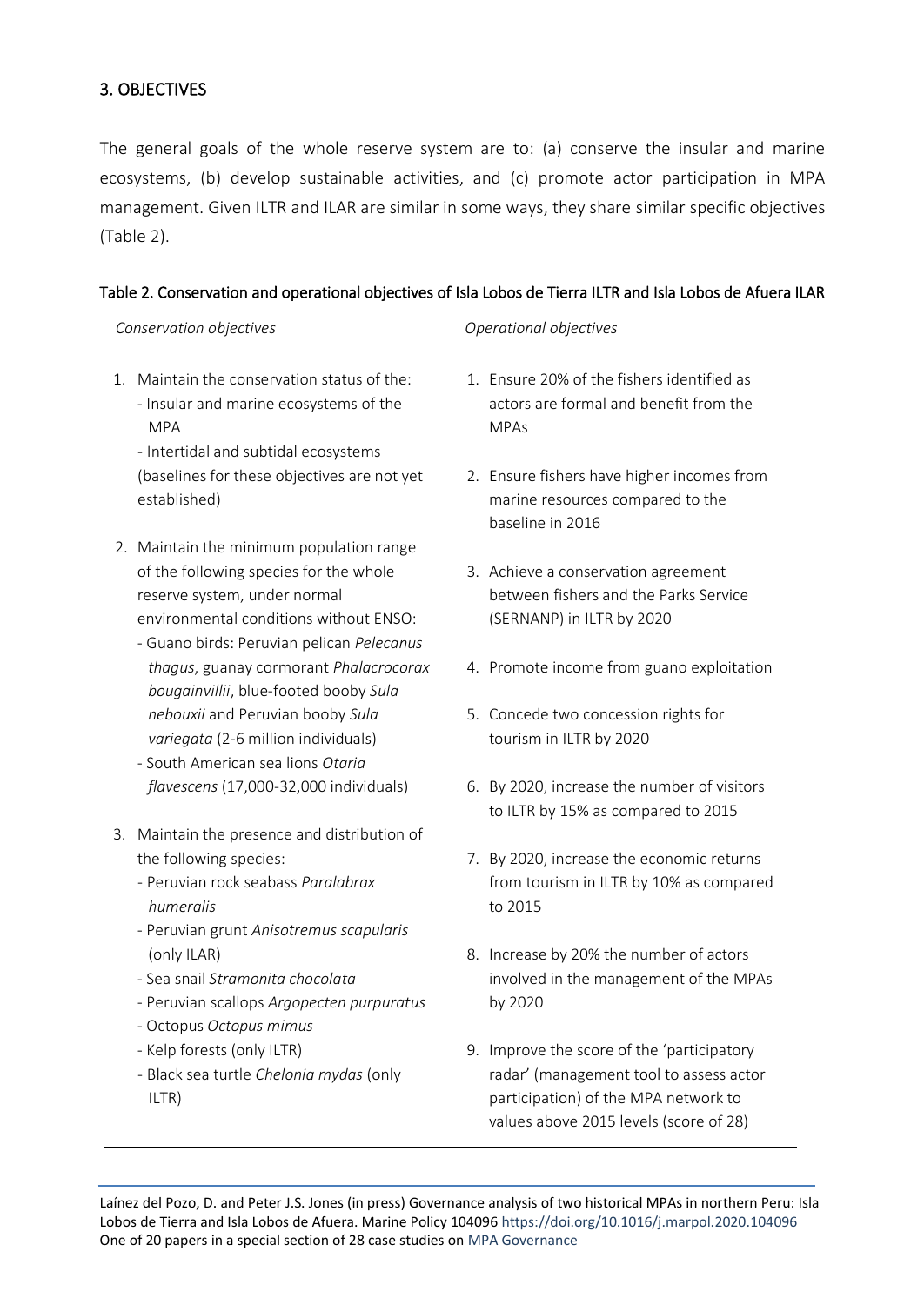## 3. OBJECTIVES

The general goals of the whole reserve system are to: (a) conserve the insular and marine ecosystems, (b) develop sustainable activities, and (c) promote actor participation in MPA management. Given ILTR and ILAR are similar in some ways, they share similar specific objectives (Table 2).

Table 2. Conservation and operational objectives of Isla Lobos de Tierra ILTR and Isla Lobos de Afuera ILAR

| *Conservation objectives* | *Operational objectives* |
|---|---|
| 1. Maintain the conservation status of the:<br>- Insular and marine ecosystems of the MPA<br>- Intertidal and subtidal ecosystems<br>(baselines for these objectives are not yet established) | 1. Ensure 20% of the fishers identified as actors are formal and benefit from the MPAs |
| 2. Maintain the minimum population range of the following species for the whole reserve system, under normal environmental conditions without ENSO:<br>- Guano birds: Peruvian pelican *Pelecanus thagus*, guanay cormorant *Phalacrocorax bougainvillii*, blue-footed booby *Sula nebouxii* and Peruvian booby *Sula variegata* (2-6 million individuals)<br>- South American sea lions *Otaria flavescens* (17,000-32,000 individuals) | 2. Ensure fishers have higher incomes from marine resources compared to the baseline in 2016 |
| 3. Maintain the presence and distribution of the following species:<br>- Peruvian rock seabass *Paralabrax humeralis*<br>- Peruvian grunt *Anisotremus scapularis* (only ILAR)<br>- Sea snail *Stramonita chocolata*<br>- Peruvian scallops *Argopecten purpuratus*<br>- Octopus *Octopus mimus*<br>- Kelp forests (only ILTR)<br>- Black sea turtle *Chelonia mydas* (only ILTR) | 3. Achieve a conservation agreement between fishers and the Parks Service (SERNANP) in ILTR by 2020 |
| | 4. Promote income from guano exploitation |
| | 5. Concede two concession rights for tourism in ILTR by 2020 |
| | 6. By 2020, increase the number of visitors to ILTR by 15% as compared to 2015 |
| | 7. By 2020, increase the economic returns from tourism in ILTR by 10% as compared to 2015 |
| | 8. Increase by 20% the number of actors involved in the management of the MPAs by 2020 |
| | 9. Improve the score of the 'participatory radar' (management tool to assess actor participation) of the MPA network to values above 2015 levels (score of 28) |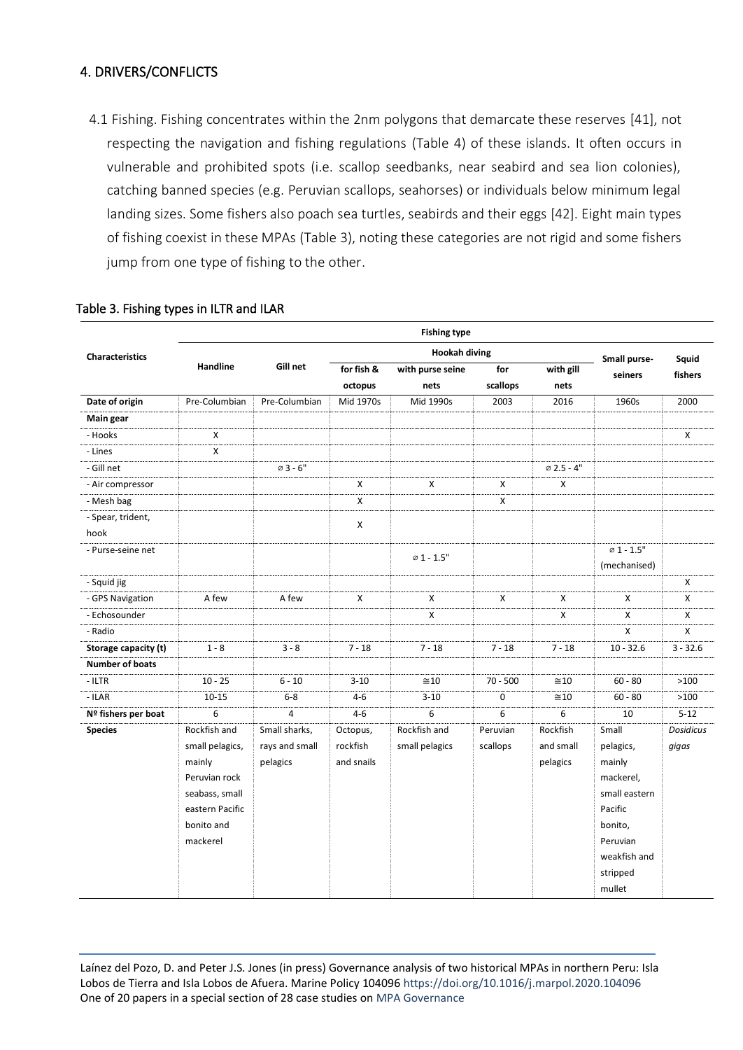## 4. DRIVERS/CONFLICTS

4.1 Fishing. Fishing concentrates within the 2nm polygons that demarcate these reserves [41], not respecting the navigation and fishing regulations (Table 4) of these islands. It often occurs in vulnerable and prohibited spots (i.e. scallop seedbanks, near seabird and sea lion colonies), catching banned species (e.g. Peruvian scallops, seahorses) or individuals below minimum legal landing sizes. Some fishers also poach sea turtles, seabirds and their eggs [42]. Eight main types of fishing coexist in these MPAs (Table 3), noting these categories are not rigid and some fishers jump from one type of fishing to the other.

Table 3. Fishing types in ILTR and ILAR

| Characteristics | Fishing type | | | | | | | |
|---|---|---|---|---|---|---|---|---|
| | Handline | Gill net | Hookah diving | | | | Small purse-seiners | Squid fishers |
| | | | for fish & octopus | with purse seine nets | for scallops | with gill nets | | |
| **Date of origin** | Pre-Columbian | Pre-Columbian | Mid 1970s | Mid 1990s | 2003 | 2016 | 1960s | 2000 |
| **Main gear** | | | | | | | | |
| - Hooks | X | | | | | | | X |
| - Lines | X | | | | | | | |
| - Gill net | | ⌀ 3 - 6" | | | | ⌀ 2.5 - 4" | | |
| - Air compressor | | | X | X | X | X | | |
| - Mesh bag | | | X | | X | | | |
| - Spear, trident, hook | | | X | | | | | |
| - Purse-seine net | | | | ⌀ 1 - 1.5" | | | ⌀ 1 - 1.5" (mechanised) | |
| - Squid jig | | | | | | | | X |
| - GPS Navigation | A few | A few | X | X | X | X | X | X |
| - Echosounder | | | | X | | X | X | X |
| - Radio | | | | | | | X | X |
| **Storage capacity (t)** | 1 - 8 | 3 - 8 | 7 - 18 | 7 - 18 | 7 - 18 | 7 - 18 | 10 - 32.6 | 3 - 32.6 |
| **Number of boats** | | | | | | | | |
| - ILTR | 10 - 25 | 6 - 10 | 3-10 | ≅10 | 70 - 500 | ≅10 | 60 - 80 | >100 |
| - ILAR | 10-15 | 6-8 | 4-6 | 3-10 | 0 | ≅10 | 60 - 80 | >100 |
| **Nº fishers per boat** | 6 | 4 | 4-6 | 6 | 6 | 6 | 10 | 5-12 |
| **Species** | Rockfish and small pelagics, mainly Peruvian rock seabass, small eastern Pacific bonito and mackerel | Small sharks, rays and small pelagics | Octopus, rockfish and snails | Rockfish and small pelagics | Peruvian scallops | Rockfish and small pelagics | Small pelagics, mainly mackerel, small eastern Pacific bonito, Peruvian weakfish and stripped mullet | *Dosidicus gigas* |

Laínez del Pozo, D. and Peter J.S. Jones (in press) Governance analysis of two historical MPAs in northern Peru: Isla Lobos de Tierra and Isla Lobos de Afuera. Marine Policy 104096 https://doi.org/10.1016/j.marpol.2020.104096
One of 20 papers in a special section of 28 case studies on MPA Governance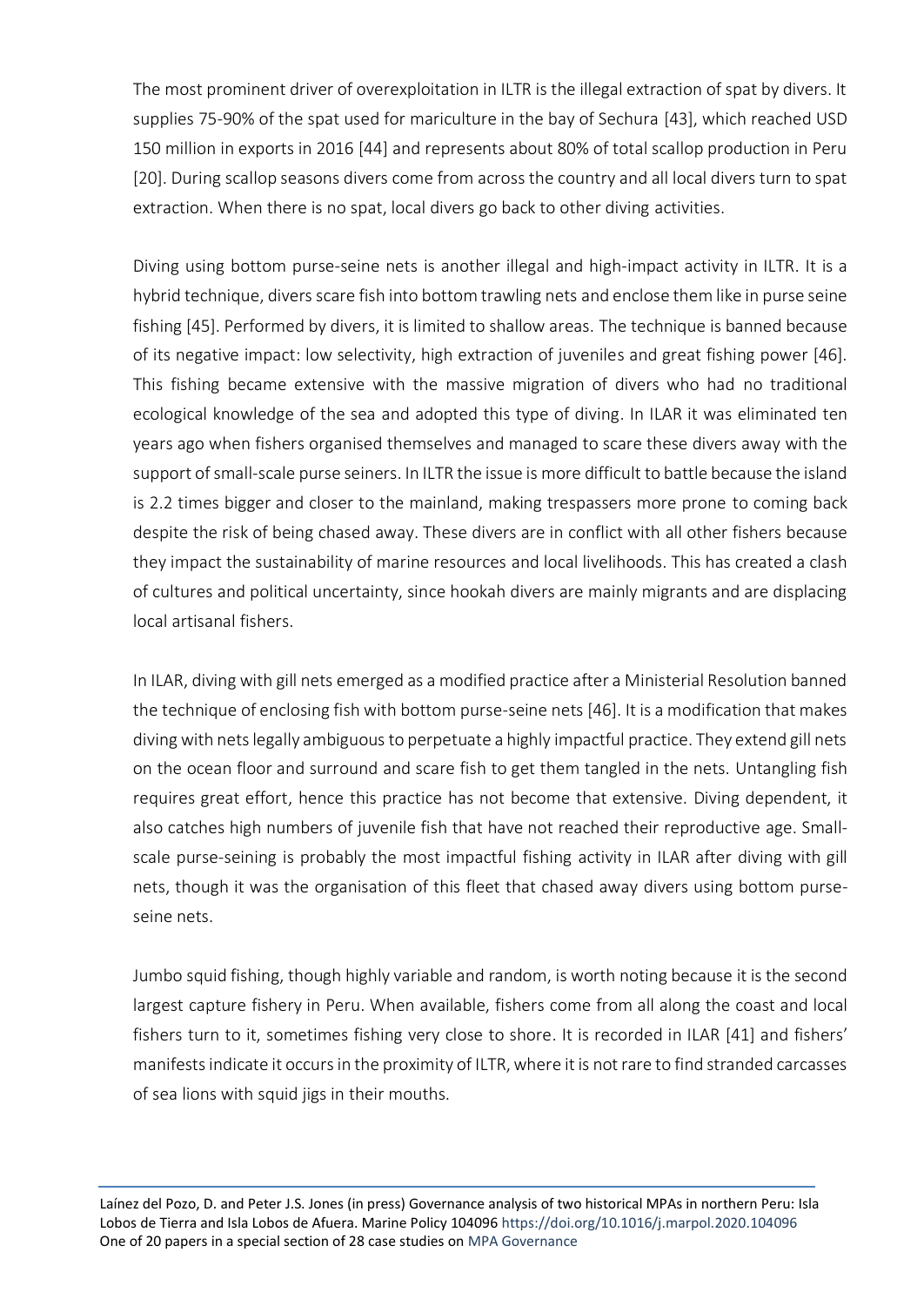The most prominent driver of overexploitation in ILTR is the illegal extraction of spat by divers. It supplies 75-90% of the spat used for mariculture in the bay of Sechura [43], which reached USD 150 million in exports in 2016 [44] and represents about 80% of total scallop production in Peru [20]. During scallop seasons divers come from across the country and all local divers turn to spat extraction. When there is no spat, local divers go back to other diving activities.

Diving using bottom purse-seine nets is another illegal and high-impact activity in ILTR. It is a hybrid technique, divers scare fish into bottom trawling nets and enclose them like in purse seine fishing [45]. Performed by divers, it is limited to shallow areas. The technique is banned because of its negative impact: low selectivity, high extraction of juveniles and great fishing power [46]. This fishing became extensive with the massive migration of divers who had no traditional ecological knowledge of the sea and adopted this type of diving. In ILAR it was eliminated ten years ago when fishers organised themselves and managed to scare these divers away with the support of small-scale purse seiners. In ILTR the issue is more difficult to battle because the island is 2.2 times bigger and closer to the mainland, making trespassers more prone to coming back despite the risk of being chased away. These divers are in conflict with all other fishers because they impact the sustainability of marine resources and local livelihoods. This has created a clash of cultures and political uncertainty, since hookah divers are mainly migrants and are displacing local artisanal fishers.

In ILAR, diving with gill nets emerged as a modified practice after a Ministerial Resolution banned the technique of enclosing fish with bottom purse-seine nets [46]. It is a modification that makes diving with nets legally ambiguous to perpetuate a highly impactful practice. They extend gill nets on the ocean floor and surround and scare fish to get them tangled in the nets. Untangling fish requires great effort, hence this practice has not become that extensive. Diving dependent, it also catches high numbers of juvenile fish that have not reached their reproductive age. Small-scale purse-seining is probably the most impactful fishing activity in ILAR after diving with gill nets, though it was the organisation of this fleet that chased away divers using bottom purse-seine nets.

Jumbo squid fishing, though highly variable and random, is worth noting because it is the second largest capture fishery in Peru. When available, fishers come from all along the coast and local fishers turn to it, sometimes fishing very close to shore. It is recorded in ILAR [41] and fishers' manifests indicate it occurs in the proximity of ILTR, where it is not rare to find stranded carcasses of sea lions with squid jigs in their mouths.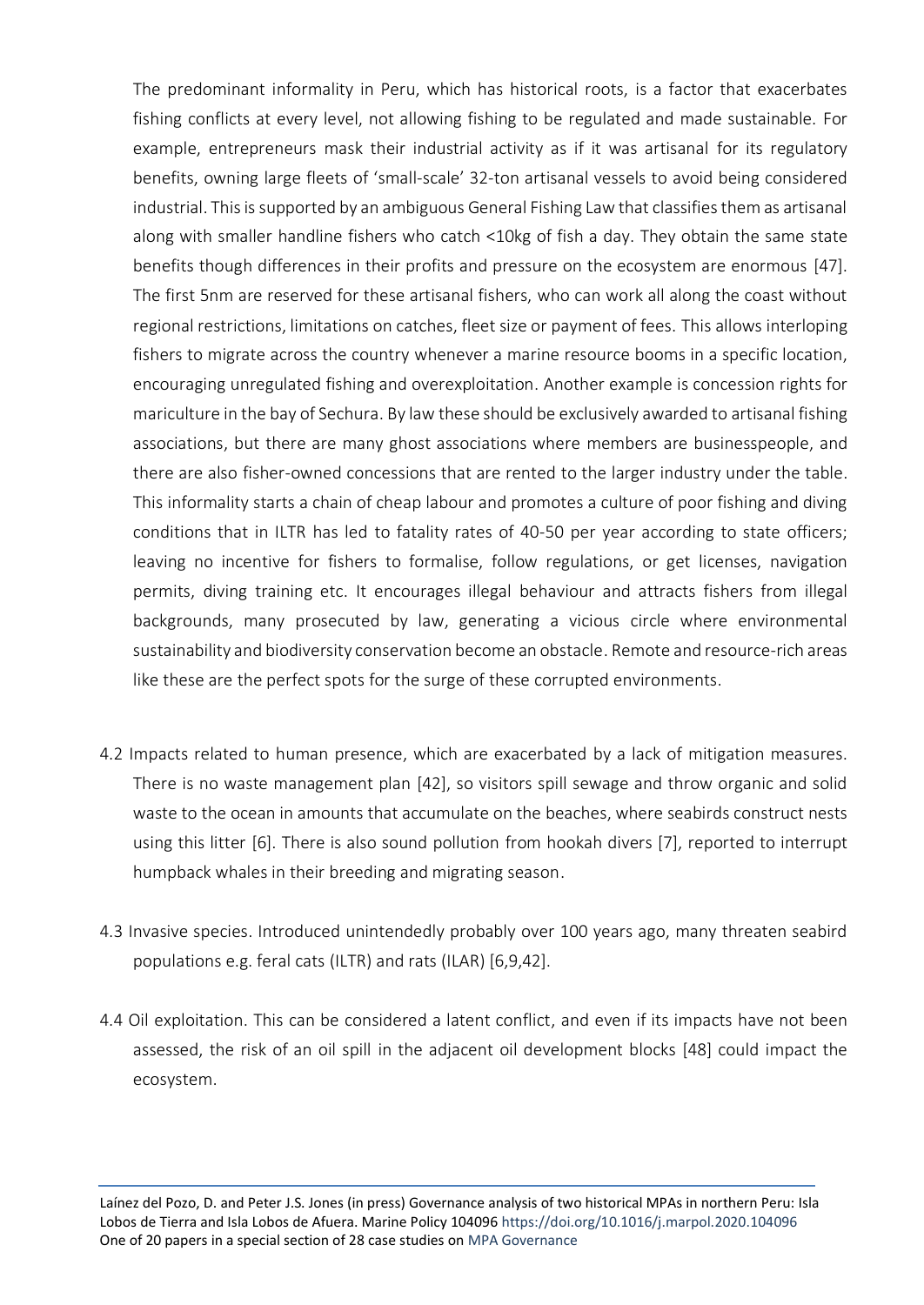The predominant informality in Peru, which has historical roots, is a factor that exacerbates fishing conflicts at every level, not allowing fishing to be regulated and made sustainable. For example, entrepreneurs mask their industrial activity as if it was artisanal for its regulatory benefits, owning large fleets of 'small-scale' 32-ton artisanal vessels to avoid being considered industrial. This is supported by an ambiguous General Fishing Law that classifies them as artisanal along with smaller handline fishers who catch <10kg of fish a day. They obtain the same state benefits though differences in their profits and pressure on the ecosystem are enormous [47]. The first 5nm are reserved for these artisanal fishers, who can work all along the coast without regional restrictions, limitations on catches, fleet size or payment of fees. This allows interloping fishers to migrate across the country whenever a marine resource booms in a specific location, encouraging unregulated fishing and overexploitation. Another example is concession rights for mariculture in the bay of Sechura. By law these should be exclusively awarded to artisanal fishing associations, but there are many ghost associations where members are businesspeople, and there are also fisher-owned concessions that are rented to the larger industry under the table. This informality starts a chain of cheap labour and promotes a culture of poor fishing and diving conditions that in ILTR has led to fatality rates of 40-50 per year according to state officers; leaving no incentive for fishers to formalise, follow regulations, or get licenses, navigation permits, diving training etc. It encourages illegal behaviour and attracts fishers from illegal backgrounds, many prosecuted by law, generating a vicious circle where environmental sustainability and biodiversity conservation become an obstacle. Remote and resource-rich areas like these are the perfect spots for the surge of these corrupted environments.

4.2 Impacts related to human presence, which are exacerbated by a lack of mitigation measures. There is no waste management plan [42], so visitors spill sewage and throw organic and solid waste to the ocean in amounts that accumulate on the beaches, where seabirds construct nests using this litter [6]. There is also sound pollution from hookah divers [7], reported to interrupt humpback whales in their breeding and migrating season.

4.3 Invasive species. Introduced unintendedly probably over 100 years ago, many threaten seabird populations e.g. feral cats (ILTR) and rats (ILAR) [6,9,42].

4.4 Oil exploitation. This can be considered a latent conflict, and even if its impacts have not been assessed, the risk of an oil spill in the adjacent oil development blocks [48] could impact the ecosystem.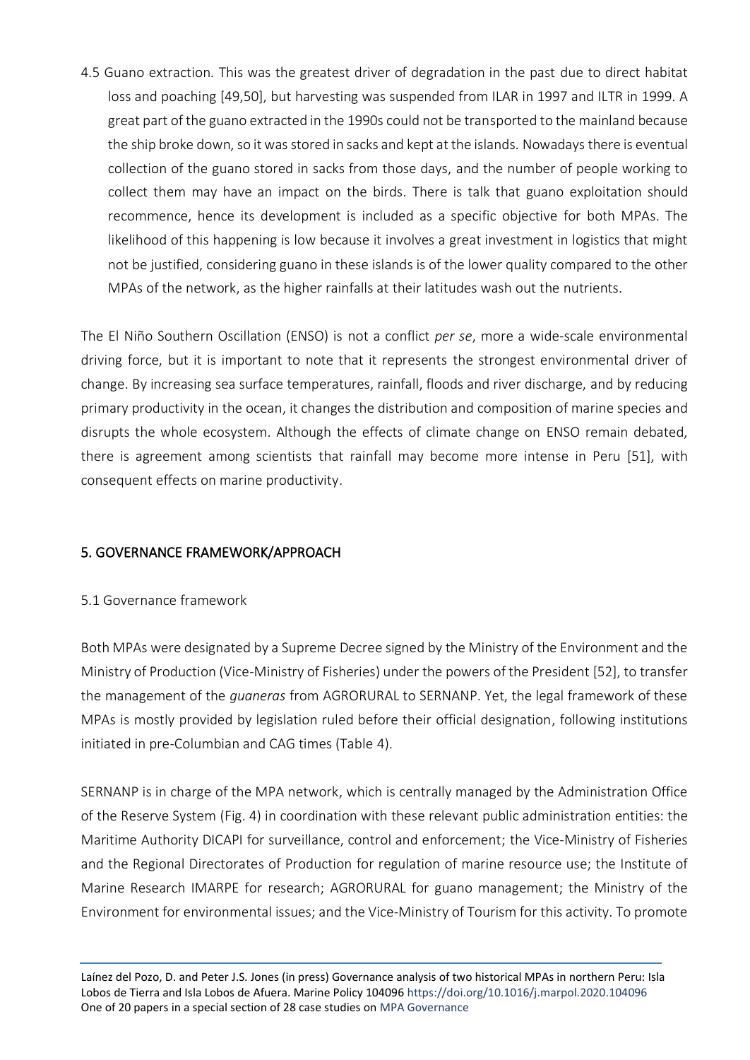4.5 Guano extraction. This was the greatest driver of degradation in the past due to direct habitat loss and poaching [49,50], but harvesting was suspended from ILAR in 1997 and ILTR in 1999. A great part of the guano extracted in the 1990s could not be transported to the mainland because the ship broke down, so it was stored in sacks and kept at the islands. Nowadays there is eventual collection of the guano stored in sacks from those days, and the number of people working to collect them may have an impact on the birds. There is talk that guano exploitation should recommence, hence its development is included as a specific objective for both MPAs. The likelihood of this happening is low because it involves a great investment in logistics that might not be justified, considering guano in these islands is of the lower quality compared to the other MPAs of the network, as the higher rainfalls at their latitudes wash out the nutrients.

The El Niño Southern Oscillation (ENSO) is not a conflict *per se*, more a wide-scale environmental driving force, but it is important to note that it represents the strongest environmental driver of change. By increasing sea surface temperatures, rainfall, floods and river discharge, and by reducing primary productivity in the ocean, it changes the distribution and composition of marine species and disrupts the whole ecosystem. Although the effects of climate change on ENSO remain debated, there is agreement among scientists that rainfall may become more intense in Peru [51], with consequent effects on marine productivity.

## 5. GOVERNANCE FRAMEWORK/APPROACH

### 5.1 Governance framework

Both MPAs were designated by a Supreme Decree signed by the Ministry of the Environment and the Ministry of Production (Vice-Ministry of Fisheries) under the powers of the President [52], to transfer the management of the *guaneras* from AGRORURAL to SERNANP. Yet, the legal framework of these MPAs is mostly provided by legislation ruled before their official designation, following institutions initiated in pre-Columbian and CAG times (Table 4).

SERNANP is in charge of the MPA network, which is centrally managed by the Administration Office of the Reserve System (Fig. 4) in coordination with these relevant public administration entities: the Maritime Authority DICAPI for surveillance, control and enforcement; the Vice-Ministry of Fisheries and the Regional Directorates of Production for regulation of marine resource use; the Institute of Marine Research IMARPE for research; AGRORURAL for guano management; the Ministry of the Environment for environmental issues; and the Vice-Ministry of Tourism for this activity. To promote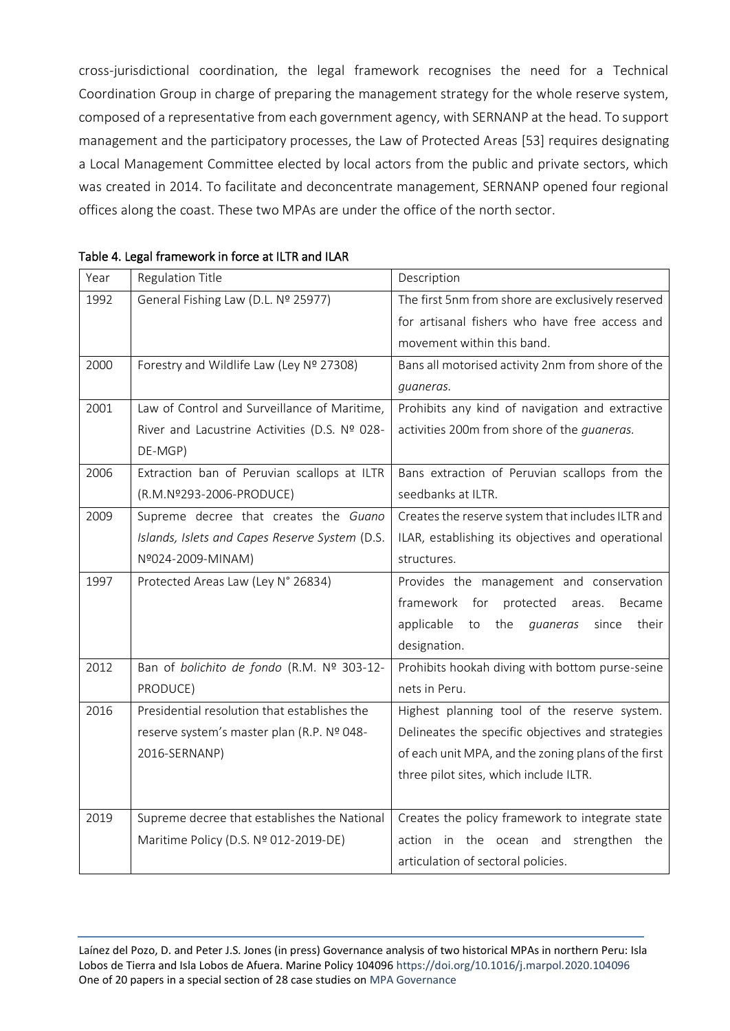cross-jurisdictional coordination, the legal framework recognises the need for a Technical Coordination Group in charge of preparing the management strategy for the whole reserve system, composed of a representative from each government agency, with SERNANP at the head. To support management and the participatory processes, the Law of Protected Areas [53] requires designating a Local Management Committee elected by local actors from the public and private sectors, which was created in 2014. To facilitate and deconcentrate management, SERNANP opened four regional offices along the coast. These two MPAs are under the office of the north sector.

Table 4. Legal framework in force at ILTR and ILAR

| Year | Regulation Title | Description |
|---|---|---|
| 1992 | General Fishing Law (D.L. Nº 25977) | The first 5nm from shore are exclusively reserved for artisanal fishers who have free access and movement within this band. |
| 2000 | Forestry and Wildlife Law (Ley Nº 27308) | Bans all motorised activity 2nm from shore of the *guaneras.* |
| 2001 | Law of Control and Surveillance of Maritime, River and Lacustrine Activities (D.S. Nº 028-DE-MGP) | Prohibits any kind of navigation and extractive activities 200m from shore of the *guaneras.* |
| 2006 | Extraction ban of Peruvian scallops at ILTR (R.M.Nº293-2006-PRODUCE) | Bans extraction of Peruvian scallops from the seedbanks at ILTR. |
| 2009 | Supreme decree that creates the *Guano Islands, Islets and Capes Reserve System* (D.S. Nº024-2009-MINAM) | Creates the reserve system that includes ILTR and ILAR, establishing its objectives and operational structures. |
| 1997 | Protected Areas Law (Ley N° 26834) | Provides the management and conservation framework for protected areas. Became applicable to the *guaneras* since their designation. |
| 2012 | Ban of *bolichito de fondo* (R.M. Nº 303-12-PRODUCE) | Prohibits hookah diving with bottom purse-seine nets in Peru. |
| 2016 | Presidential resolution that establishes the reserve system's master plan (R.P. Nº 048-2016-SERNANP) | Highest planning tool of the reserve system. Delineates the specific objectives and strategies of each unit MPA, and the zoning plans of the first three pilot sites, which include ILTR. |
| 2019 | Supreme decree that establishes the National Maritime Policy (D.S. Nº 012-2019-DE) | Creates the policy framework to integrate state action in the ocean and strengthen the articulation of sectoral policies. |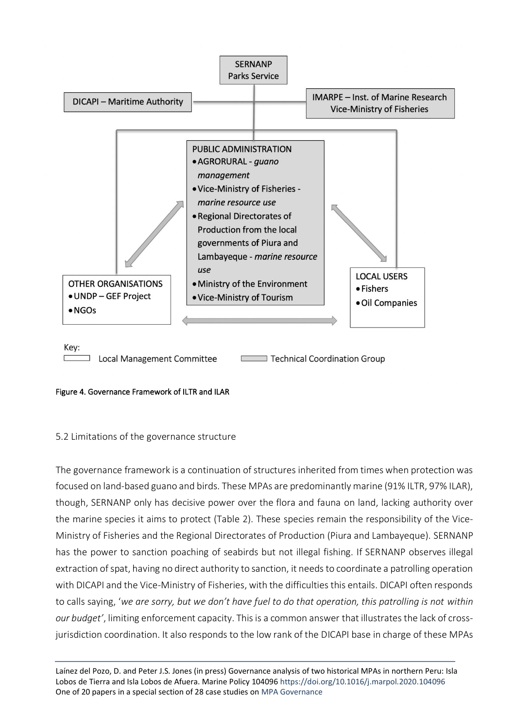SERNANP
Parks Service

DICAPI – Maritime Authority

IMARPE – Inst. of Marine Research
Vice-Ministry of Fisheries

PUBLIC ADMINISTRATION
- AGRORURAL - *guano management*
- Vice-Ministry of Fisheries - *marine resource use*
- Regional Directorates of Production from the local governments of Piura and Lambayeque - *marine resource use*
- Ministry of the Environment
- Vice-Ministry of Tourism

OTHER ORGANISATIONS
- UNDP – GEF Project
- NGOs

LOCAL USERS
- Fishers
- Oil Companies

Key:
Local Management Committee
Technical Coordination Group

**Figure 4. Governance Framework of ILTR and ILAR**

## 5.2 Limitations of the governance structure

The governance framework is a continuation of structures inherited from times when protection was focused on land-based guano and birds. These MPAs are predominantly marine (91% ILTR, 97% ILAR), though, SERNANP only has decisive power over the flora and fauna on land, lacking authority over the marine species it aims to protect (Table 2). These species remain the responsibility of the Vice-Ministry of Fisheries and the Regional Directorates of Production (Piura and Lambayeque). SERNANP has the power to sanction poaching of seabirds but not illegal fishing. If SERNANP observes illegal extraction of spat, having no direct authority to sanction, it needs to coordinate a patrolling operation with DICAPI and the Vice-Ministry of Fisheries, with the difficulties this entails. DICAPI often responds to calls saying, '*we are sorry, but we don't have fuel to do that operation, this patrolling is not within our budget*', limiting enforcement capacity. This is a common answer that illustrates the lack of cross-jurisdiction coordination. It also responds to the low rank of the DICAPI base in charge of these MPAs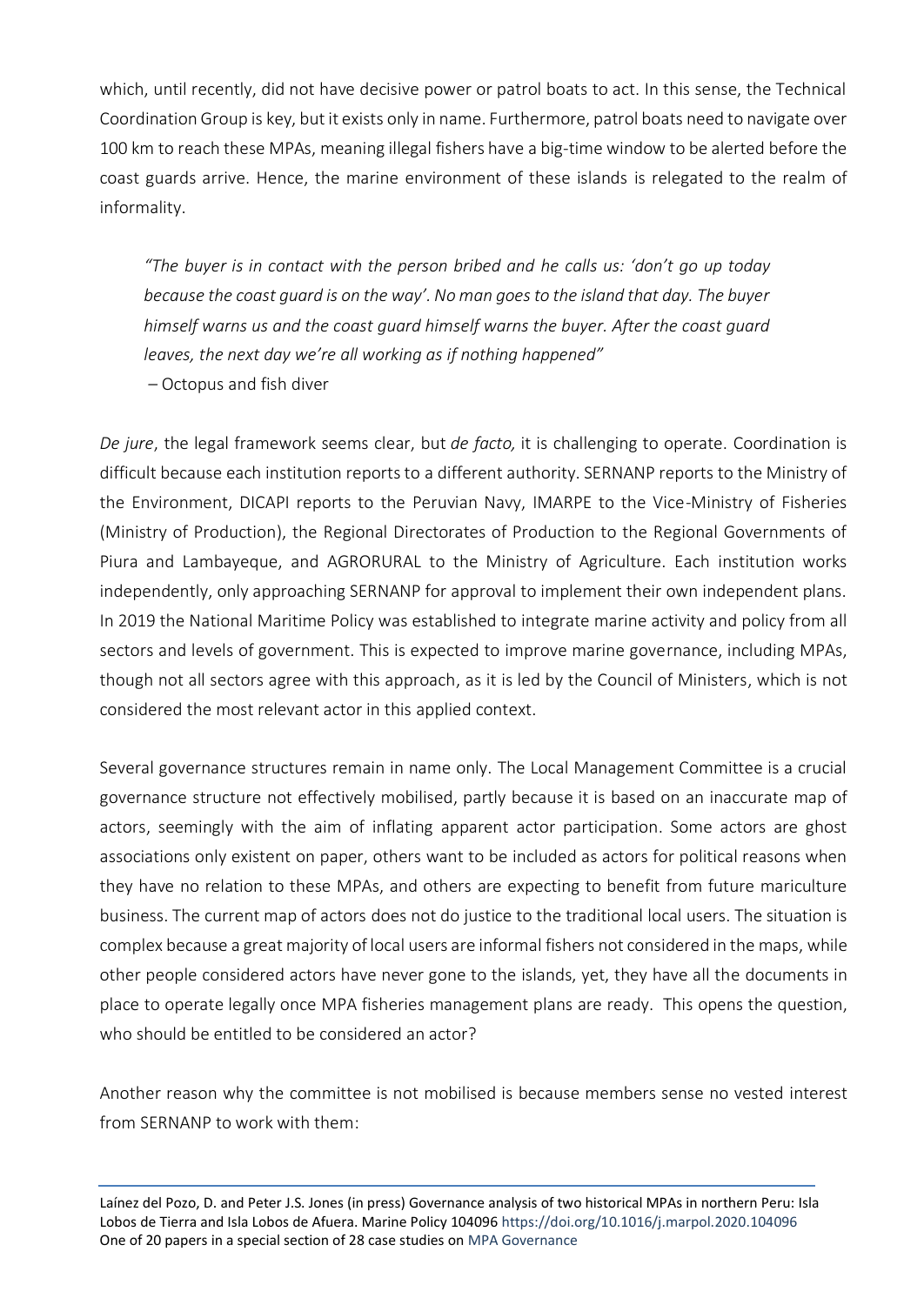which, until recently, did not have decisive power or patrol boats to act. In this sense, the Technical Coordination Group is key, but it exists only in name. Furthermore, patrol boats need to navigate over 100 km to reach these MPAs, meaning illegal fishers have a big-time window to be alerted before the coast guards arrive. Hence, the marine environment of these islands is relegated to the realm of informality.

> *"The buyer is in contact with the person bribed and he calls us: 'don't go up today because the coast guard is on the way'. No man goes to the island that day. The buyer himself warns us and the coast guard himself warns the buyer. After the coast guard leaves, the next day we're all working as if nothing happened"*
>
> – Octopus and fish diver

*De jure*, the legal framework seems clear, but *de facto,* it is challenging to operate. Coordination is difficult because each institution reports to a different authority. SERNANP reports to the Ministry of the Environment, DICAPI reports to the Peruvian Navy, IMARPE to the Vice-Ministry of Fisheries (Ministry of Production), the Regional Directorates of Production to the Regional Governments of Piura and Lambayeque, and AGRORURAL to the Ministry of Agriculture. Each institution works independently, only approaching SERNANP for approval to implement their own independent plans. In 2019 the National Maritime Policy was established to integrate marine activity and policy from all sectors and levels of government. This is expected to improve marine governance, including MPAs, though not all sectors agree with this approach, as it is led by the Council of Ministers, which is not considered the most relevant actor in this applied context.

Several governance structures remain in name only. The Local Management Committee is a crucial governance structure not effectively mobilised, partly because it is based on an inaccurate map of actors, seemingly with the aim of inflating apparent actor participation. Some actors are ghost associations only existent on paper, others want to be included as actors for political reasons when they have no relation to these MPAs, and others are expecting to benefit from future mariculture business. The current map of actors does not do justice to the traditional local users. The situation is complex because a great majority of local users are informal fishers not considered in the maps, while other people considered actors have never gone to the islands, yet, they have all the documents in place to operate legally once MPA fisheries management plans are ready. This opens the question, who should be entitled to be considered an actor?

Another reason why the committee is not mobilised is because members sense no vested interest from SERNANP to work with them: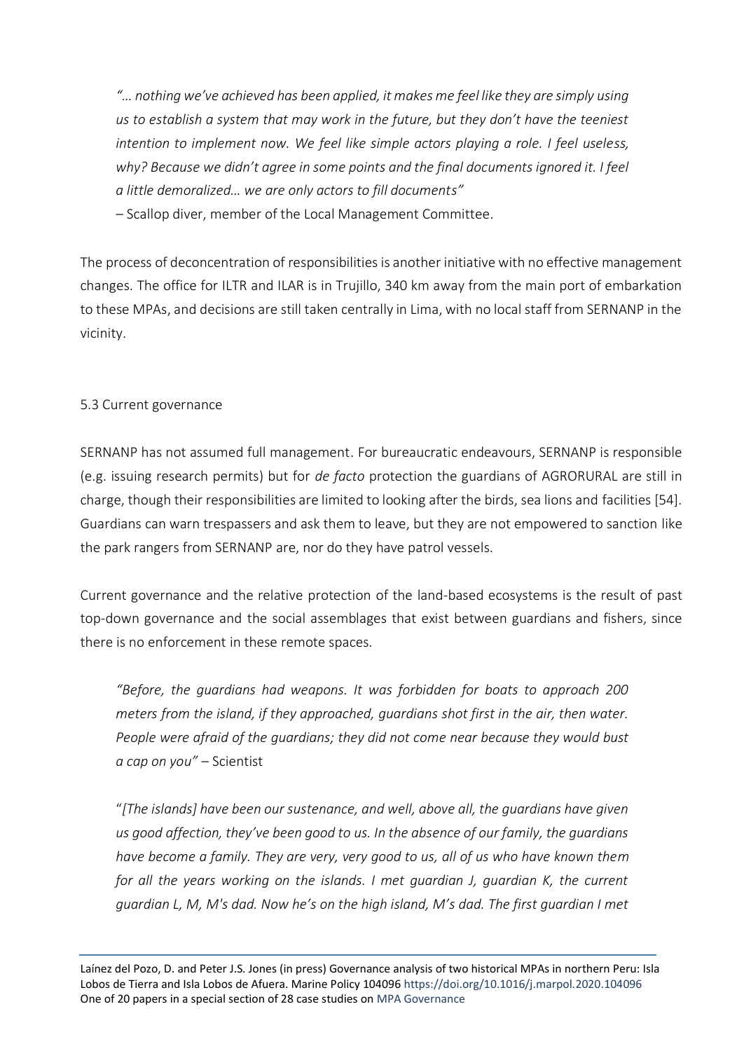*"… nothing we've achieved has been applied, it makes me feel like they are simply using us to establish a system that may work in the future, but they don't have the teeniest intention to implement now. We feel like simple actors playing a role. I feel useless, why? Because we didn't agree in some points and the final documents ignored it. I feel a little demoralized… we are only actors to fill documents"*

– Scallop diver, member of the Local Management Committee.

The process of deconcentration of responsibilities is another initiative with no effective management changes. The office for ILTR and ILAR is in Trujillo, 340 km away from the main port of embarkation to these MPAs, and decisions are still taken centrally in Lima, with no local staff from SERNANP in the vicinity.

### 5.3 Current governance

SERNANP has not assumed full management. For bureaucratic endeavours, SERNANP is responsible (e.g. issuing research permits) but for *de facto* protection the guardians of AGRORURAL are still in charge, though their responsibilities are limited to looking after the birds, sea lions and facilities [54]. Guardians can warn trespassers and ask them to leave, but they are not empowered to sanction like the park rangers from SERNANP are, nor do they have patrol vessels.

Current governance and the relative protection of the land-based ecosystems is the result of past top-down governance and the social assemblages that exist between guardians and fishers, since there is no enforcement in these remote spaces.

*"Before, the guardians had weapons. It was forbidden for boats to approach 200 meters from the island, if they approached, guardians shot first in the air, then water. People were afraid of the guardians; they did not come near because they would bust a cap on you"* – Scientist

"*[The islands] have been our sustenance, and well, above all, the guardians have given us good affection, they've been good to us. In the absence of our family, the guardians have become a family. They are very, very good to us, all of us who have known them for all the years working on the islands. I met guardian J, guardian K, the current guardian L, M, M's dad. Now he's on the high island, M's dad. The first guardian I met*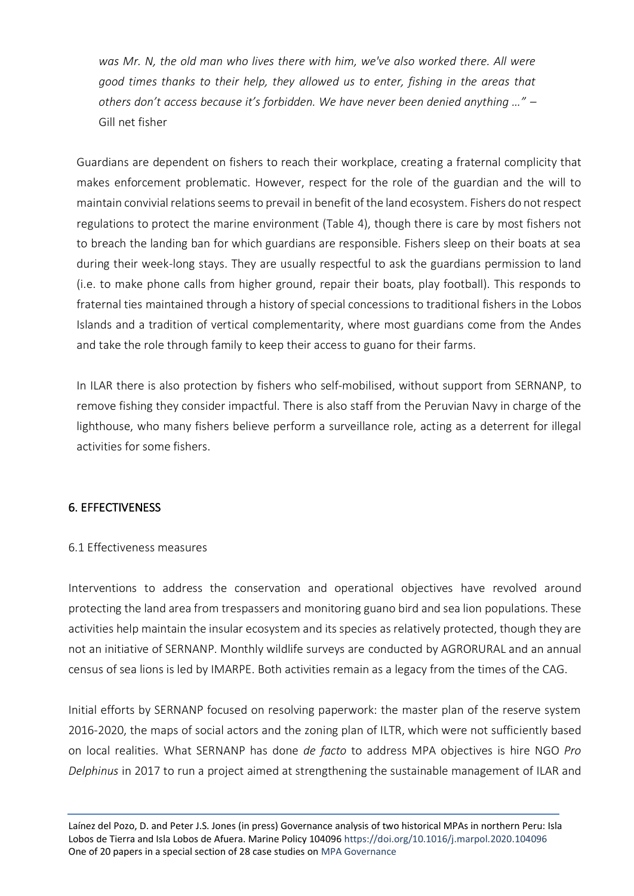*was Mr. N, the old man who lives there with him, we've also worked there. All were good times thanks to their help, they allowed us to enter, fishing in the areas that others don't access because it's forbidden. We have never been denied anything …"* – Gill net fisher

Guardians are dependent on fishers to reach their workplace, creating a fraternal complicity that makes enforcement problematic. However, respect for the role of the guardian and the will to maintain convivial relations seems to prevail in benefit of the land ecosystem. Fishers do not respect regulations to protect the marine environment (Table 4), though there is care by most fishers not to breach the landing ban for which guardians are responsible. Fishers sleep on their boats at sea during their week-long stays. They are usually respectful to ask the guardians permission to land (i.e. to make phone calls from higher ground, repair their boats, play football). This responds to fraternal ties maintained through a history of special concessions to traditional fishers in the Lobos Islands and a tradition of vertical complementarity, where most guardians come from the Andes and take the role through family to keep their access to guano for their farms.

In ILAR there is also protection by fishers who self-mobilised, without support from SERNANP, to remove fishing they consider impactful. There is also staff from the Peruvian Navy in charge of the lighthouse, who many fishers believe perform a surveillance role, acting as a deterrent for illegal activities for some fishers.

## 6. EFFECTIVENESS

### 6.1 Effectiveness measures

Interventions to address the conservation and operational objectives have revolved around protecting the land area from trespassers and monitoring guano bird and sea lion populations. These activities help maintain the insular ecosystem and its species as relatively protected, though they are not an initiative of SERNANP. Monthly wildlife surveys are conducted by AGRORURAL and an annual census of sea lions is led by IMARPE. Both activities remain as a legacy from the times of the CAG.

Initial efforts by SERNANP focused on resolving paperwork: the master plan of the reserve system 2016-2020, the maps of social actors and the zoning plan of ILTR, which were not sufficiently based on local realities. What SERNANP has done *de facto* to address MPA objectives is hire NGO *Pro Delphinus* in 2017 to run a project aimed at strengthening the sustainable management of ILAR and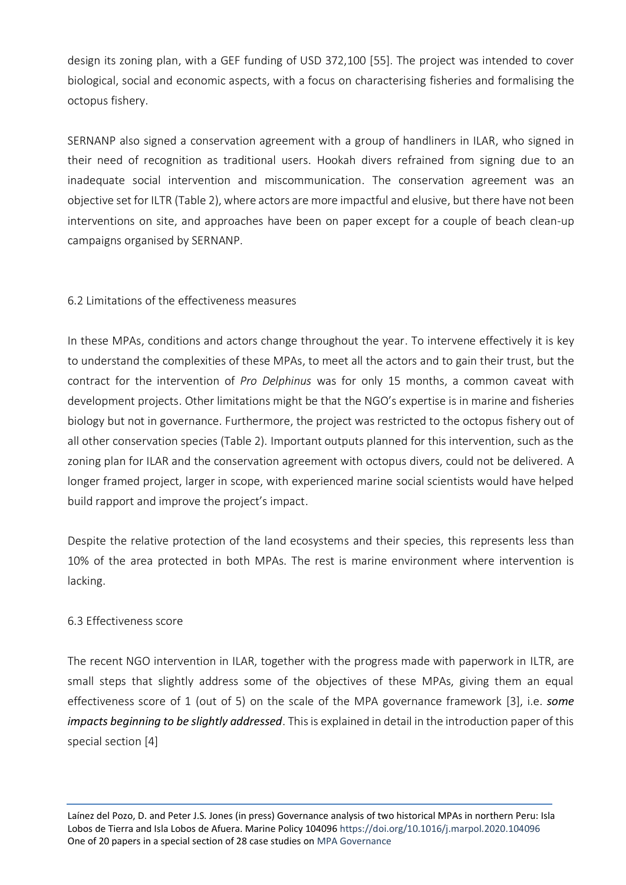design its zoning plan, with a GEF funding of USD 372,100 [55]. The project was intended to cover biological, social and economic aspects, with a focus on characterising fisheries and formalising the octopus fishery.

SERNANP also signed a conservation agreement with a group of handliners in ILAR, who signed in their need of recognition as traditional users. Hookah divers refrained from signing due to an inadequate social intervention and miscommunication. The conservation agreement was an objective set for ILTR (Table 2), where actors are more impactful and elusive, but there have not been interventions on site, and approaches have been on paper except for a couple of beach clean-up campaigns organised by SERNANP.

### 6.2 Limitations of the effectiveness measures

In these MPAs, conditions and actors change throughout the year. To intervene effectively it is key to understand the complexities of these MPAs, to meet all the actors and to gain their trust, but the contract for the intervention of *Pro Delphinus* was for only 15 months, a common caveat with development projects. Other limitations might be that the NGO's expertise is in marine and fisheries biology but not in governance. Furthermore, the project was restricted to the octopus fishery out of all other conservation species (Table 2). Important outputs planned for this intervention, such as the zoning plan for ILAR and the conservation agreement with octopus divers, could not be delivered. A longer framed project, larger in scope, with experienced marine social scientists would have helped build rapport and improve the project's impact.

Despite the relative protection of the land ecosystems and their species, this represents less than 10% of the area protected in both MPAs. The rest is marine environment where intervention is lacking.

### 6.3 Effectiveness score

The recent NGO intervention in ILAR, together with the progress made with paperwork in ILTR, are small steps that slightly address some of the objectives of these MPAs, giving them an equal effectiveness score of 1 (out of 5) on the scale of the MPA governance framework [3], i.e. ***some impacts beginning to be slightly addressed***. This is explained in detail in the introduction paper of this special section [4]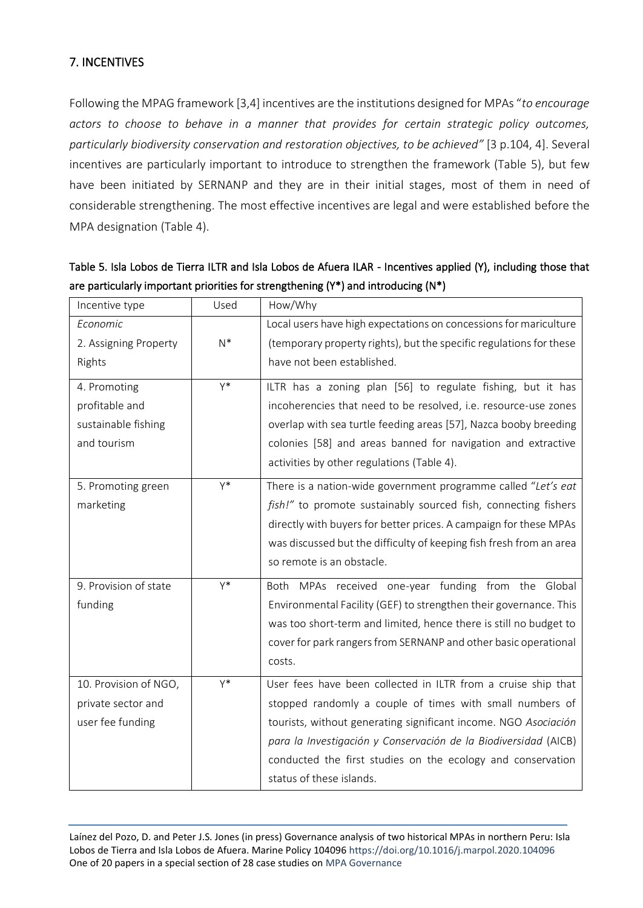## 7. INCENTIVES

Following the MPAG framework [3,4] incentives are the institutions designed for MPAs "*to encourage actors to choose to behave in a manner that provides for certain strategic policy outcomes, particularly biodiversity conservation and restoration objectives, to be achieved"* [3 p.104, 4]. Several incentives are particularly important to introduce to strengthen the framework (Table 5), but few have been initiated by SERNANP and they are in their initial stages, most of them in need of considerable strengthening. The most effective incentives are legal and were established before the MPA designation (Table 4).

**Table 5. Isla Lobos de Tierra ILTR and Isla Lobos de Afuera ILAR - Incentives applied (Y), including those that are particularly important priorities for strengthening (Y\*) and introducing (N\*)**

| Incentive type | Used | How/Why |
| --- | --- | --- |
| *Economic*<br>2. Assigning Property Rights | N* | Local users have high expectations on concessions for mariculture (temporary property rights), but the specific regulations for these have not been established. |
| 4. Promoting profitable and sustainable fishing and tourism | Y* | ILTR has a zoning plan [56] to regulate fishing, but it has incoherencies that need to be resolved, i.e. resource-use zones overlap with sea turtle feeding areas [57], Nazca booby breeding colonies [58] and areas banned for navigation and extractive activities by other regulations (Table 4). |
| 5. Promoting green marketing | Y* | There is a nation-wide government programme called "*Let's eat fish!"* to promote sustainably sourced fish, connecting fishers directly with buyers for better prices. A campaign for these MPAs was discussed but the difficulty of keeping fish fresh from an area so remote is an obstacle. |
| 9. Provision of state funding | Y* | Both MPAs received one-year funding from the Global Environmental Facility (GEF) to strengthen their governance. This was too short-term and limited, hence there is still no budget to cover for park rangers from SERNANP and other basic operational costs. |
| 10. Provision of NGO, private sector and user fee funding | Y* | User fees have been collected in ILTR from a cruise ship that stopped randomly a couple of times with small numbers of tourists, without generating significant income. NGO *Asociación para la Investigación y Conservación de la Biodiversidad* (AICB) conducted the first studies on the ecology and conservation status of these islands. |

Laínez del Pozo, D. and Peter J.S. Jones (in press) Governance analysis of two historical MPAs in northern Peru: Isla Lobos de Tierra and Isla Lobos de Afuera. Marine Policy 104096 https://doi.org/10.1016/j.marpol.2020.104096
One of 20 papers in a special section of 28 case studies on MPA Governance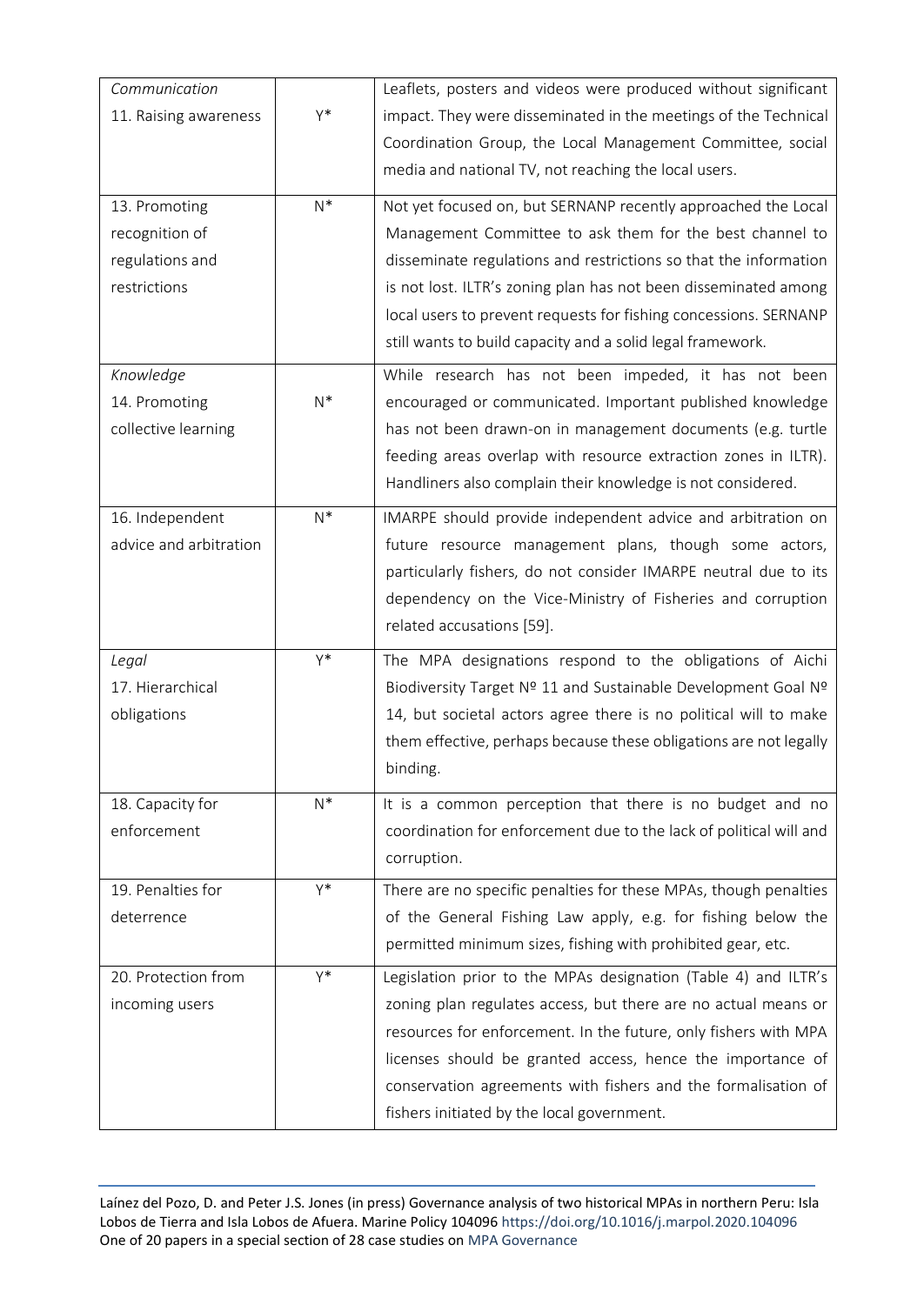| | | |
|---|---|---|
| *Communication*<br>11. Raising awareness | Y* | Leaflets, posters and videos were produced without significant impact. They were disseminated in the meetings of the Technical Coordination Group, the Local Management Committee, social media and national TV, not reaching the local users. |
| 13. Promoting recognition of regulations and restrictions | N* | Not yet focused on, but SERNANP recently approached the Local Management Committee to ask them for the best channel to disseminate regulations and restrictions so that the information is not lost. ILTR's zoning plan has not been disseminated among local users to prevent requests for fishing concessions. SERNANP still wants to build capacity and a solid legal framework. |
| *Knowledge*<br>14. Promoting collective learning | N* | While research has not been impeded, it has not been encouraged or communicated. Important published knowledge has not been drawn-on in management documents (e.g. turtle feeding areas overlap with resource extraction zones in ILTR). Handliners also complain their knowledge is not considered. |
| 16. Independent advice and arbitration | N* | IMARPE should provide independent advice and arbitration on future resource management plans, though some actors, particularly fishers, do not consider IMARPE neutral due to its dependency on the Vice-Ministry of Fisheries and corruption related accusations [59]. |
| *Legal*<br>17. Hierarchical obligations | Y* | The MPA designations respond to the obligations of Aichi Biodiversity Target Nº 11 and Sustainable Development Goal Nº 14, but societal actors agree there is no political will to make them effective, perhaps because these obligations are not legally binding. |
| 18. Capacity for enforcement | N* | It is a common perception that there is no budget and no coordination for enforcement due to the lack of political will and corruption. |
| 19. Penalties for deterrence | Y* | There are no specific penalties for these MPAs, though penalties of the General Fishing Law apply, e.g. for fishing below the permitted minimum sizes, fishing with prohibited gear, etc. |
| 20. Protection from incoming users | Y* | Legislation prior to the MPAs designation (Table 4) and ILTR's zoning plan regulates access, but there are no actual means or resources for enforcement. In the future, only fishers with MPA licenses should be granted access, hence the importance of conservation agreements with fishers and the formalisation of fishers initiated by the local government. |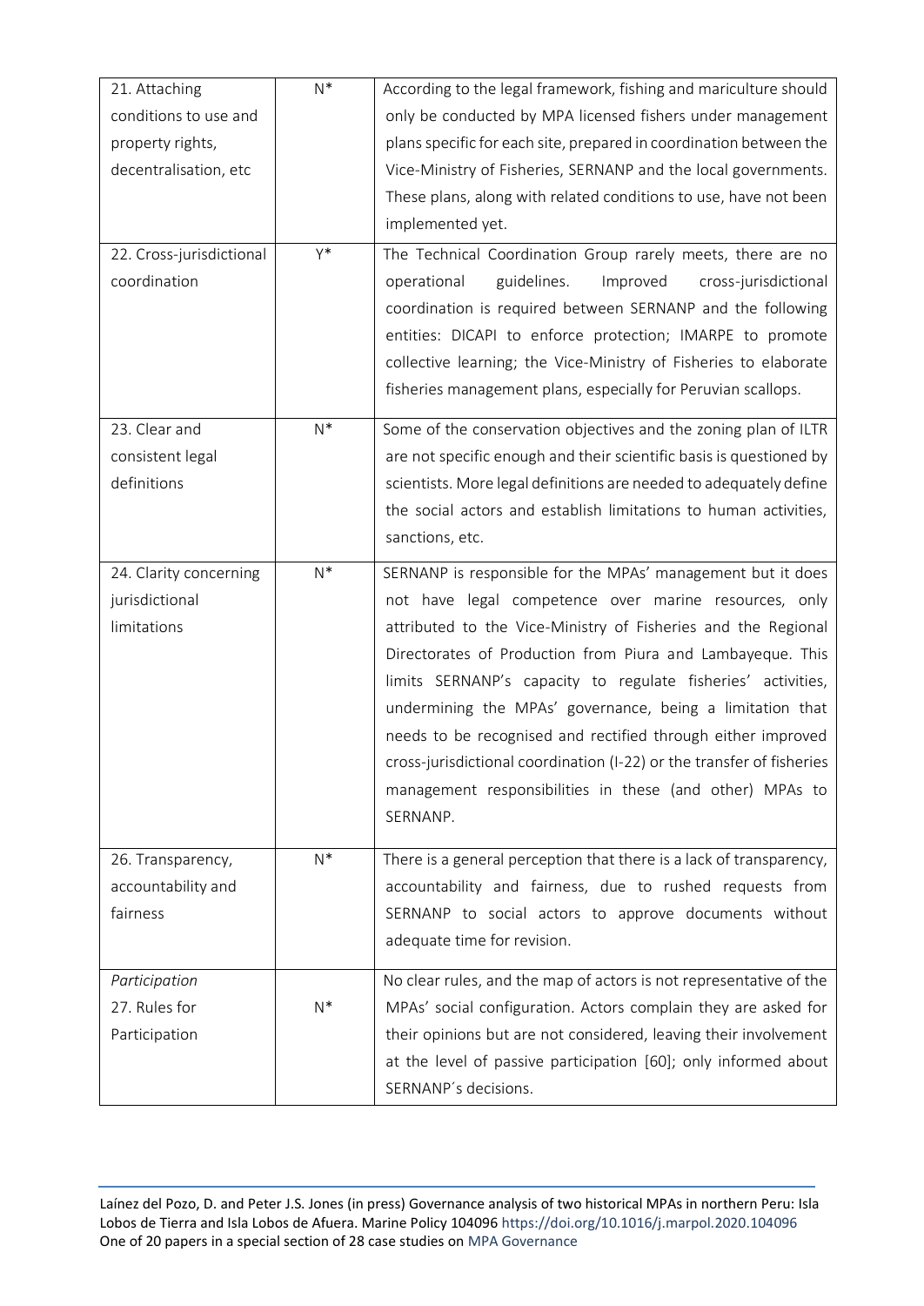| | | |
|---|---|---|
| 21. Attaching conditions to use and property rights, decentralisation, etc | N* | According to the legal framework, fishing and mariculture should only be conducted by MPA licensed fishers under management plans specific for each site, prepared in coordination between the Vice-Ministry of Fisheries, SERNANP and the local governments. These plans, along with related conditions to use, have not been implemented yet. |
| 22. Cross-jurisdictional coordination | Y* | The Technical Coordination Group rarely meets, there are no operational guidelines. Improved cross-jurisdictional coordination is required between SERNANP and the following entities: DICAPI to enforce protection; IMARPE to promote collective learning; the Vice-Ministry of Fisheries to elaborate fisheries management plans, especially for Peruvian scallops. |
| 23. Clear and consistent legal definitions | N* | Some of the conservation objectives and the zoning plan of ILTR are not specific enough and their scientific basis is questioned by scientists. More legal definitions are needed to adequately define the social actors and establish limitations to human activities, sanctions, etc. |
| 24. Clarity concerning jurisdictional limitations | N* | SERNANP is responsible for the MPAs' management but it does not have legal competence over marine resources, only attributed to the Vice-Ministry of Fisheries and the Regional Directorates of Production from Piura and Lambayeque. This limits SERNANP's capacity to regulate fisheries' activities, undermining the MPAs' governance, being a limitation that needs to be recognised and rectified through either improved cross-jurisdictional coordination (I-22) or the transfer of fisheries management responsibilities in these (and other) MPAs to SERNANP. |
| 26. Transparency, accountability and fairness | N* | There is a general perception that there is a lack of transparency, accountability and fairness, due to rushed requests from SERNANP to social actors to approve documents without adequate time for revision. |
| *Participation* 27. Rules for Participation | N* | No clear rules, and the map of actors is not representative of the MPAs' social configuration. Actors complain they are asked for their opinions but are not considered, leaving their involvement at the level of passive participation [60]; only informed about SERNANP´s decisions. |

Laínez del Pozo, D. and Peter J.S. Jones (in press) Governance analysis of two historical MPAs in northern Peru: Isla Lobos de Tierra and Isla Lobos de Afuera. Marine Policy 104096 https://doi.org/10.1016/j.marpol.2020.104096
One of 20 papers in a special section of 28 case studies on MPA Governance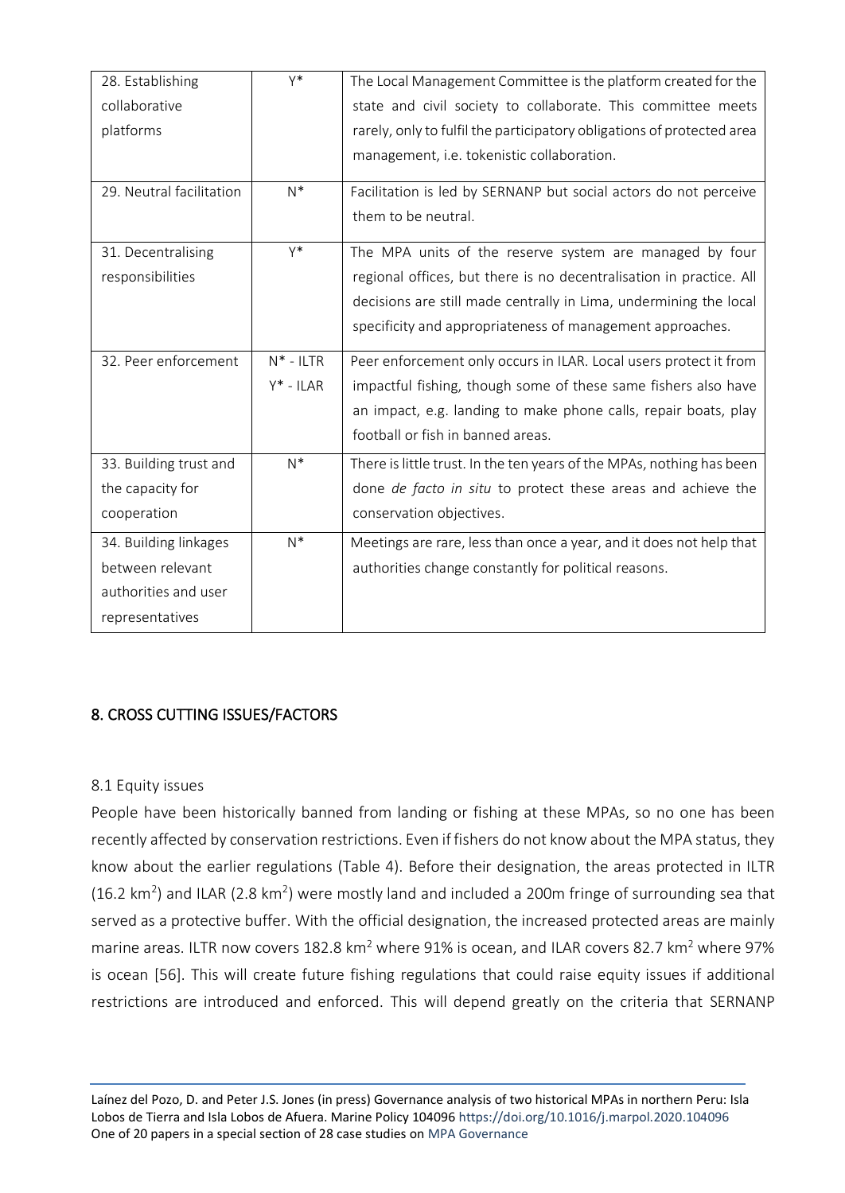| | | |
|---|---|---|
| 28. Establishing collaborative platforms | Y* | The Local Management Committee is the platform created for the state and civil society to collaborate. This committee meets rarely, only to fulfil the participatory obligations of protected area management, i.e. tokenistic collaboration. |
| 29. Neutral facilitation | N* | Facilitation is led by SERNANP but social actors do not perceive them to be neutral. |
| 31. Decentralising responsibilities | Y* | The MPA units of the reserve system are managed by four regional offices, but there is no decentralisation in practice. All decisions are still made centrally in Lima, undermining the local specificity and appropriateness of management approaches. |
| 32. Peer enforcement | N* - ILTR<br>Y* - ILAR | Peer enforcement only occurs in ILAR. Local users protect it from impactful fishing, though some of these same fishers also have an impact, e.g. landing to make phone calls, repair boats, play football or fish in banned areas. |
| 33. Building trust and the capacity for cooperation | N* | There is little trust. In the ten years of the MPAs, nothing has been done *de facto in situ* to protect these areas and achieve the conservation objectives. |
| 34. Building linkages between relevant authorities and user representatives | N* | Meetings are rare, less than once a year, and it does not help that authorities change constantly for political reasons. |

## 8. CROSS CUTTING ISSUES/FACTORS

### 8.1 Equity issues

People have been historically banned from landing or fishing at these MPAs, so no one has been recently affected by conservation restrictions. Even if fishers do not know about the MPA status, they know about the earlier regulations (Table 4). Before their designation, the areas protected in ILTR (16.2 $km^2$) and ILAR (2.8 $km^2$) were mostly land and included a 200m fringe of surrounding sea that served as a protective buffer. With the official designation, the increased protected areas are mainly marine areas. ILTR now covers 182.8 $km^2$ where 91% is ocean, and ILAR covers 82.7 $km^2$ where 97% is ocean [56]. This will create future fishing regulations that could raise equity issues if additional restrictions are introduced and enforced. This will depend greatly on the criteria that SERNANP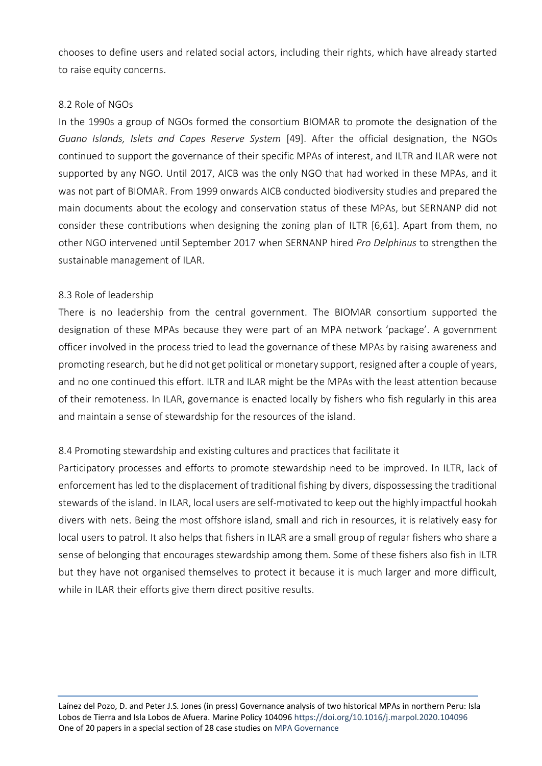chooses to define users and related social actors, including their rights, which have already started to raise equity concerns.

### 8.2 Role of NGOs

In the 1990s a group of NGOs formed the consortium BIOMAR to promote the designation of the *Guano Islands, Islets and Capes Reserve System* [49]. After the official designation, the NGOs continued to support the governance of their specific MPAs of interest, and ILTR and ILAR were not supported by any NGO. Until 2017, AICB was the only NGO that had worked in these MPAs, and it was not part of BIOMAR. From 1999 onwards AICB conducted biodiversity studies and prepared the main documents about the ecology and conservation status of these MPAs, but SERNANP did not consider these contributions when designing the zoning plan of ILTR [6,61]. Apart from them, no other NGO intervened until September 2017 when SERNANP hired *Pro Delphinus* to strengthen the sustainable management of ILAR.

### 8.3 Role of leadership

There is no leadership from the central government. The BIOMAR consortium supported the designation of these MPAs because they were part of an MPA network 'package'. A government officer involved in the process tried to lead the governance of these MPAs by raising awareness and promoting research, but he did not get political or monetary support, resigned after a couple of years, and no one continued this effort. ILTR and ILAR might be the MPAs with the least attention because of their remoteness. In ILAR, governance is enacted locally by fishers who fish regularly in this area and maintain a sense of stewardship for the resources of the island.

### 8.4 Promoting stewardship and existing cultures and practices that facilitate it

Participatory processes and efforts to promote stewardship need to be improved. In ILTR, lack of enforcement has led to the displacement of traditional fishing by divers, dispossessing the traditional stewards of the island. In ILAR, local users are self-motivated to keep out the highly impactful hookah divers with nets. Being the most offshore island, small and rich in resources, it is relatively easy for local users to patrol. It also helps that fishers in ILAR are a small group of regular fishers who share a sense of belonging that encourages stewardship among them. Some of these fishers also fish in ILTR but they have not organised themselves to protect it because it is much larger and more difficult, while in ILAR their efforts give them direct positive results.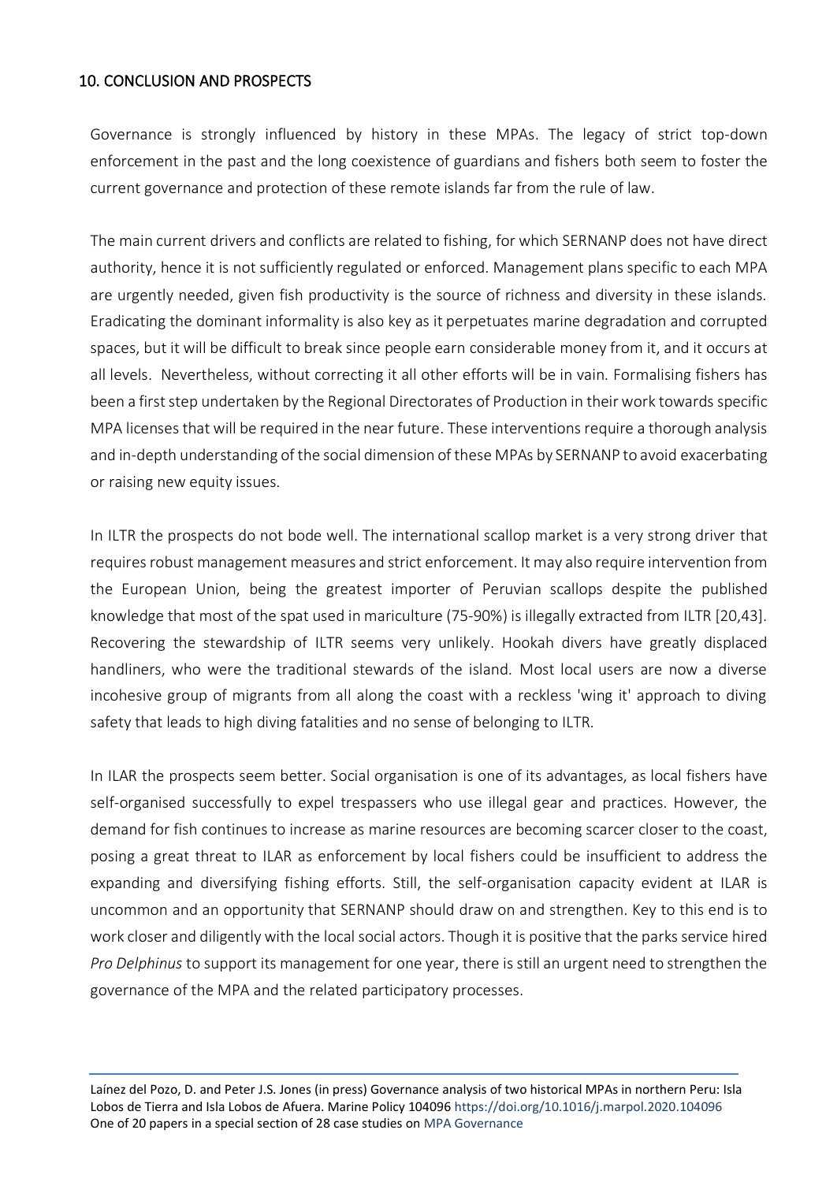## 10. CONCLUSION AND PROSPECTS

Governance is strongly influenced by history in these MPAs. The legacy of strict top-down enforcement in the past and the long coexistence of guardians and fishers both seem to foster the current governance and protection of these remote islands far from the rule of law.

The main current drivers and conflicts are related to fishing, for which SERNANP does not have direct authority, hence it is not sufficiently regulated or enforced. Management plans specific to each MPA are urgently needed, given fish productivity is the source of richness and diversity in these islands. Eradicating the dominant informality is also key as it perpetuates marine degradation and corrupted spaces, but it will be difficult to break since people earn considerable money from it, and it occurs at all levels. Nevertheless, without correcting it all other efforts will be in vain. Formalising fishers has been a first step undertaken by the Regional Directorates of Production in their work towards specific MPA licenses that will be required in the near future. These interventions require a thorough analysis and in-depth understanding of the social dimension of these MPAs by SERNANP to avoid exacerbating or raising new equity issues.

In ILTR the prospects do not bode well. The international scallop market is a very strong driver that requires robust management measures and strict enforcement. It may also require intervention from the European Union, being the greatest importer of Peruvian scallops despite the published knowledge that most of the spat used in mariculture (75-90%) is illegally extracted from ILTR [20,43]. Recovering the stewardship of ILTR seems very unlikely. Hookah divers have greatly displaced handliners, who were the traditional stewards of the island. Most local users are now a diverse incohesive group of migrants from all along the coast with a reckless 'wing it' approach to diving safety that leads to high diving fatalities and no sense of belonging to ILTR.

In ILAR the prospects seem better. Social organisation is one of its advantages, as local fishers have self-organised successfully to expel trespassers who use illegal gear and practices. However, the demand for fish continues to increase as marine resources are becoming scarcer closer to the coast, posing a great threat to ILAR as enforcement by local fishers could be insufficient to address the expanding and diversifying fishing efforts. Still, the self-organisation capacity evident at ILAR is uncommon and an opportunity that SERNANP should draw on and strengthen. Key to this end is to work closer and diligently with the local social actors. Though it is positive that the parks service hired *Pro Delphinus* to support its management for one year, there is still an urgent need to strengthen the governance of the MPA and the related participatory processes.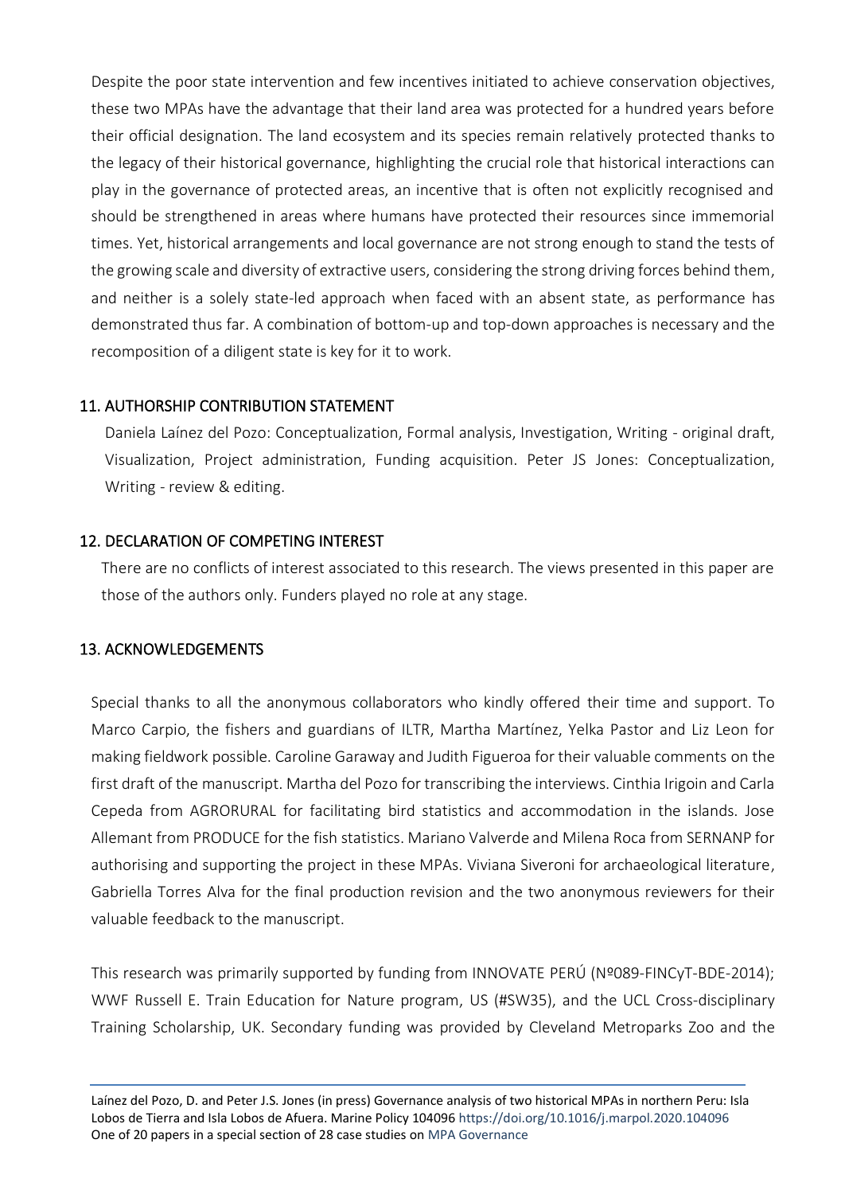Despite the poor state intervention and few incentives initiated to achieve conservation objectives, these two MPAs have the advantage that their land area was protected for a hundred years before their official designation. The land ecosystem and its species remain relatively protected thanks to the legacy of their historical governance, highlighting the crucial role that historical interactions can play in the governance of protected areas, an incentive that is often not explicitly recognised and should be strengthened in areas where humans have protected their resources since immemorial times. Yet, historical arrangements and local governance are not strong enough to stand the tests of the growing scale and diversity of extractive users, considering the strong driving forces behind them, and neither is a solely state-led approach when faced with an absent state, as performance has demonstrated thus far. A combination of bottom-up and top-down approaches is necessary and the recomposition of a diligent state is key for it to work.

## 11. AUTHORSHIP CONTRIBUTION STATEMENT

Daniela Laínez del Pozo: Conceptualization, Formal analysis, Investigation, Writing - original draft, Visualization, Project administration, Funding acquisition. Peter JS Jones: Conceptualization, Writing - review & editing.

## 12. DECLARATION OF COMPETING INTEREST

There are no conflicts of interest associated to this research. The views presented in this paper are those of the authors only. Funders played no role at any stage.

## 13. ACKNOWLEDGEMENTS

Special thanks to all the anonymous collaborators who kindly offered their time and support. To Marco Carpio, the fishers and guardians of ILTR, Martha Martínez, Yelka Pastor and Liz Leon for making fieldwork possible. Caroline Garaway and Judith Figueroa for their valuable comments on the first draft of the manuscript. Martha del Pozo for transcribing the interviews. Cinthia Irigoin and Carla Cepeda from AGRORURAL for facilitating bird statistics and accommodation in the islands. Jose Allemant from PRODUCE for the fish statistics. Mariano Valverde and Milena Roca from SERNANP for authorising and supporting the project in these MPAs. Viviana Siveroni for archaeological literature, Gabriella Torres Alva for the final production revision and the two anonymous reviewers for their valuable feedback to the manuscript.

This research was primarily supported by funding from INNOVATE PERÚ (Nº089-FINCyT-BDE-2014); WWF Russell E. Train Education for Nature program, US (#SW35), and the UCL Cross-disciplinary Training Scholarship, UK. Secondary funding was provided by Cleveland Metroparks Zoo and the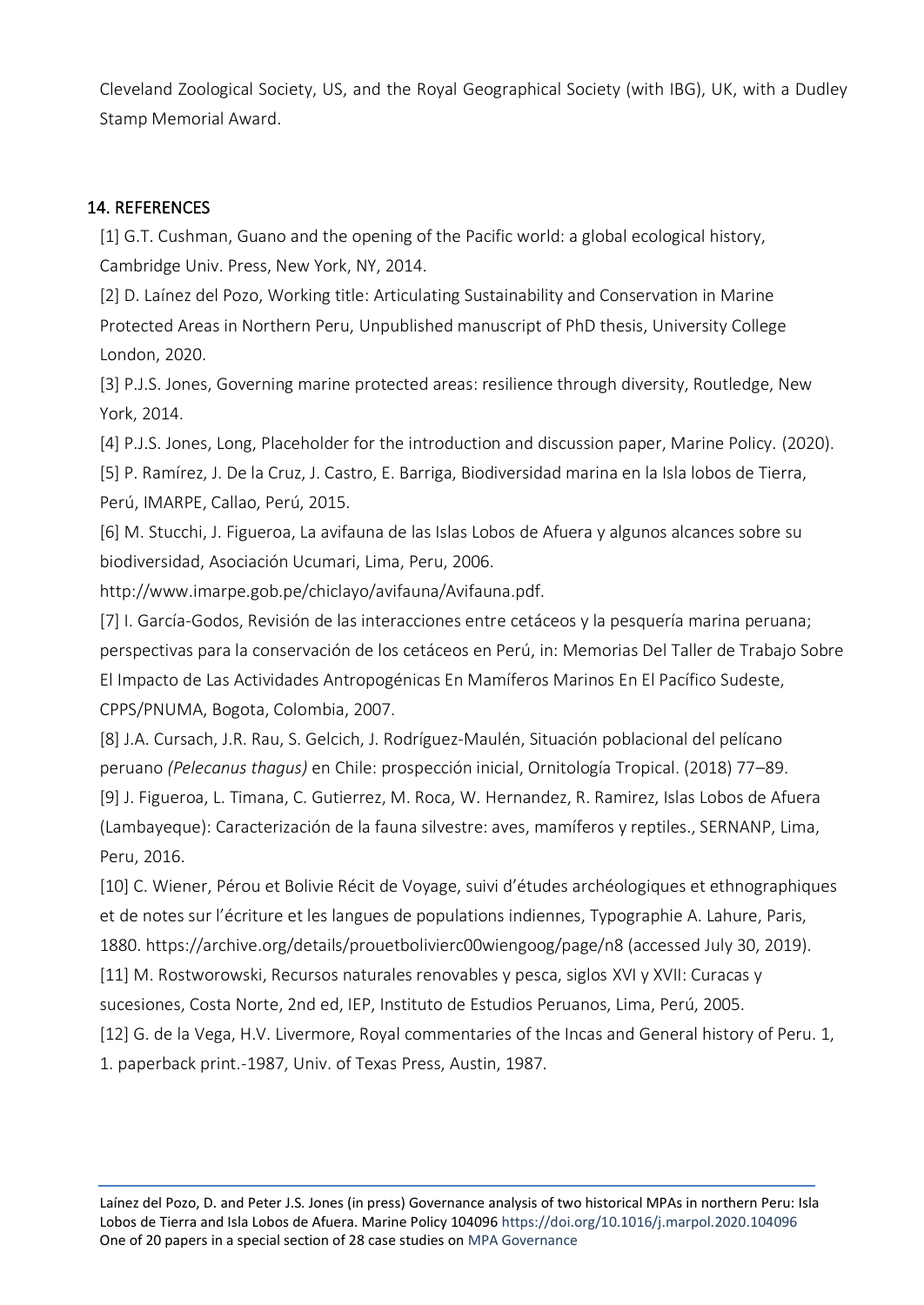Cleveland Zoological Society, US, and the Royal Geographical Society (with IBG), UK, with a Dudley Stamp Memorial Award.

## 14. REFERENCES

[1] G.T. Cushman, Guano and the opening of the Pacific world: a global ecological history, Cambridge Univ. Press, New York, NY, 2014.

[2] D. Laínez del Pozo, Working title: Articulating Sustainability and Conservation in Marine Protected Areas in Northern Peru, Unpublished manuscript of PhD thesis, University College London, 2020.

[3] P.J.S. Jones, Governing marine protected areas: resilience through diversity, Routledge, New York, 2014.

[4] P.J.S. Jones, Long, Placeholder for the introduction and discussion paper, Marine Policy. (2020).

[5] P. Ramírez, J. De la Cruz, J. Castro, E. Barriga, Biodiversidad marina en la Isla lobos de Tierra, Perú, IMARPE, Callao, Perú, 2015.

[6] M. Stucchi, J. Figueroa, La avifauna de las Islas Lobos de Afuera y algunos alcances sobre su biodiversidad, Asociación Ucumari, Lima, Peru, 2006. http://www.imarpe.gob.pe/chiclayo/avifauna/Avifauna.pdf.

[7] I. García-Godos, Revisión de las interacciones entre cetáceos y la pesquería marina peruana; perspectivas para la conservación de los cetáceos en Perú, in: Memorias Del Taller de Trabajo Sobre El Impacto de Las Actividades Antropogénicas En Mamíferos Marinos En El Pacífico Sudeste, CPPS/PNUMA, Bogota, Colombia, 2007.

[8] J.A. Cursach, J.R. Rau, S. Gelcich, J. Rodríguez-Maulén, Situación poblacional del pelícano peruano *(Pelecanus thagus)* en Chile: prospección inicial, Ornitología Tropical. (2018) 77–89.

[9] J. Figueroa, L. Timana, C. Gutierrez, M. Roca, W. Hernandez, R. Ramirez, Islas Lobos de Afuera (Lambayeque): Caracterización de la fauna silvestre: aves, mamíferos y reptiles., SERNANP, Lima, Peru, 2016.

[10] C. Wiener, Pérou et Bolivie Récit de Voyage, suivi d'études archéologiques et ethnographiques et de notes sur l'écriture et les langues de populations indiennes, Typographie A. Lahure, Paris, 1880. https://archive.org/details/prouetbolivierc00wiengoog/page/n8 (accessed July 30, 2019).

[11] M. Rostworowski, Recursos naturales renovables y pesca, siglos XVI y XVII: Curacas y sucesiones, Costa Norte, 2nd ed, IEP, Instituto de Estudios Peruanos, Lima, Perú, 2005.

[12] G. de la Vega, H.V. Livermore, Royal commentaries of the Incas and General history of Peru. 1, 1. paperback print.-1987, Univ. of Texas Press, Austin, 1987.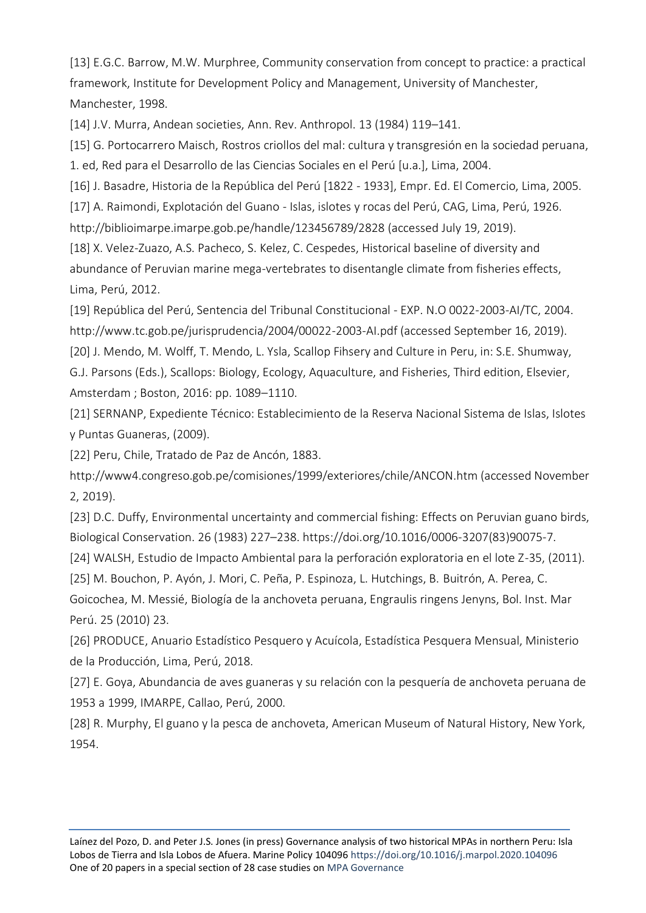[13] E.G.C. Barrow, M.W. Murphree, Community conservation from concept to practice: a practical framework, Institute for Development Policy and Management, University of Manchester, Manchester, 1998.

[14] J.V. Murra, Andean societies, Ann. Rev. Anthropol. 13 (1984) 119–141.

[15] G. Portocarrero Maisch, Rostros criollos del mal: cultura y transgresión en la sociedad peruana, 1. ed, Red para el Desarrollo de las Ciencias Sociales en el Perú [u.a.], Lima, 2004.

[16] J. Basadre, Historia de la República del Perú [1822 - 1933], Empr. Ed. El Comercio, Lima, 2005.

[17] A. Raimondi, Explotación del Guano - Islas, islotes y rocas del Perú, CAG, Lima, Perú, 1926. http://biblioimarpe.imarpe.gob.pe/handle/123456789/2828 (accessed July 19, 2019).

[18] X. Velez-Zuazo, A.S. Pacheco, S. Kelez, C. Cespedes, Historical baseline of diversity and abundance of Peruvian marine mega-vertebrates to disentangle climate from fisheries effects, Lima, Perú, 2012.

[19] República del Perú, Sentencia del Tribunal Constitucional - EXP. N.O 0022-2003-AI/TC, 2004. http://www.tc.gob.pe/jurisprudencia/2004/00022-2003-AI.pdf (accessed September 16, 2019).

[20] J. Mendo, M. Wolff, T. Mendo, L. Ysla, Scallop Fihsery and Culture in Peru, in: S.E. Shumway, G.J. Parsons (Eds.), Scallops: Biology, Ecology, Aquaculture, and Fisheries, Third edition, Elsevier, Amsterdam ; Boston, 2016: pp. 1089–1110.

[21] SERNANP, Expediente Técnico: Establecimiento de la Reserva Nacional Sistema de Islas, Islotes y Puntas Guaneras, (2009).

[22] Peru, Chile, Tratado de Paz de Ancón, 1883. http://www4.congreso.gob.pe/comisiones/1999/exteriores/chile/ANCON.htm (accessed November 2, 2019).

[23] D.C. Duffy, Environmental uncertainty and commercial fishing: Effects on Peruvian guano birds, Biological Conservation. 26 (1983) 227–238. https://doi.org/10.1016/0006-3207(83)90075-7.

[24] WALSH, Estudio de Impacto Ambiental para la perforación exploratoria en el lote Z-35, (2011).

[25] M. Bouchon, P. Ayón, J. Mori, C. Peña, P. Espinoza, L. Hutchings, B. Buitrón, A. Perea, C. Goicochea, M. Messié, Biología de la anchoveta peruana, Engraulis ringens Jenyns, Bol. Inst. Mar Perú. 25 (2010) 23.

[26] PRODUCE, Anuario Estadístico Pesquero y Acuícola, Estadística Pesquera Mensual, Ministerio de la Producción, Lima, Perú, 2018.

[27] E. Goya, Abundancia de aves guaneras y su relación con la pesquería de anchoveta peruana de 1953 a 1999, IMARPE, Callao, Perú, 2000.

[28] R. Murphy, El guano y la pesca de anchoveta, American Museum of Natural History, New York, 1954.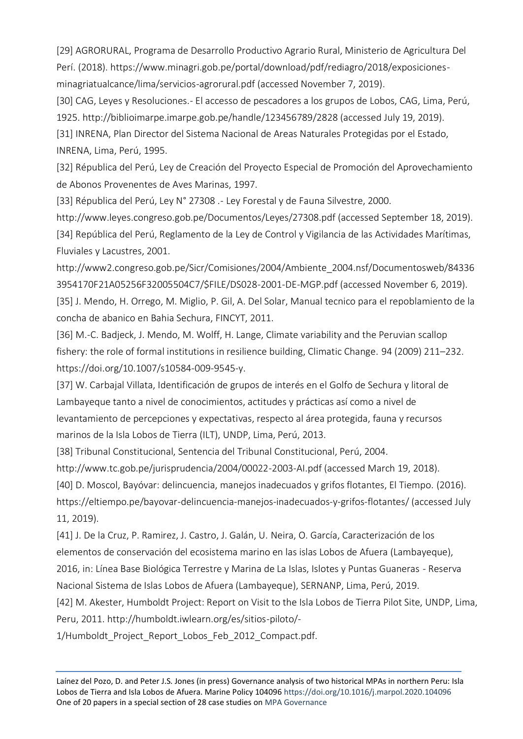[29] AGRORURAL, Programa de Desarrollo Productivo Agrario Rural, Ministerio de Agricultura Del Perí. (2018). https://www.minagri.gob.pe/portal/download/pdf/rediagro/2018/exposiciones-minagriatualcance/lima/servicios-agrorural.pdf (accessed November 7, 2019).

[30] CAG, Leyes y Resoluciones.- El accesso de pescadores a los grupos de Lobos, CAG, Lima, Perú, 1925. http://biblioimarpe.imarpe.gob.pe/handle/123456789/2828 (accessed July 19, 2019).

[31] INRENA, Plan Director del Sistema Nacional de Areas Naturales Protegidas por el Estado, INRENA, Lima, Perú, 1995.

[32] Républica del Perú, Ley de Creación del Proyecto Especial de Promoción del Aprovechamiento de Abonos Provenentes de Aves Marinas, 1997.

[33] Républica del Perú, Ley N° 27308 .- Ley Forestal y de Fauna Silvestre, 2000. http://www.leyes.congreso.gob.pe/Documentos/Leyes/27308.pdf (accessed September 18, 2019).

[34] República del Perú, Reglamento de la Ley de Control y Vigilancia de las Actividades Marítimas, Fluviales y Lacustres, 2001. http://www2.congreso.gob.pe/Sicr/Comisiones/2004/Ambiente_2004.nsf/Documentosweb/843363954170F21A05256F32005504C7/$FILE/DS028-2001-DE-MGP.pdf (accessed November 6, 2019).

[35] J. Mendo, H. Orrego, M. Miglio, P. Gil, A. Del Solar, Manual tecnico para el repoblamiento de la concha de abanico en Bahia Sechura, FINCYT, 2011.

[36] M.-C. Badjeck, J. Mendo, M. Wolff, H. Lange, Climate variability and the Peruvian scallop fishery: the role of formal institutions in resilience building, Climatic Change. 94 (2009) 211–232. https://doi.org/10.1007/s10584-009-9545-y.

[37] W. Carbajal Villata, Identificación de grupos de interés en el Golfo de Sechura y litoral de Lambayeque tanto a nivel de conocimientos, actitudes y prácticas así como a nivel de levantamiento de percepciones y expectativas, respecto al área protegida, fauna y recursos marinos de la Isla Lobos de Tierra (ILT), UNDP, Lima, Perú, 2013.

[38] Tribunal Constitucional, Sentencia del Tribunal Constitucional, Perú, 2004. http://www.tc.gob.pe/jurisprudencia/2004/00022-2003-AI.pdf (accessed March 19, 2018).

[40] D. Moscol, Bayóvar: delincuencia, manejos inadecuados y grifos flotantes, El Tiempo. (2016). https://eltiempo.pe/bayovar-delincuencia-manejos-inadecuados-y-grifos-flotantes/ (accessed July 11, 2019).

[41] J. De la Cruz, P. Ramirez, J. Castro, J. Galán, U. Neira, O. García, Caracterización de los elementos de conservación del ecosistema marino en las islas Lobos de Afuera (Lambayeque), 2016, in: Línea Base Biológica Terrestre y Marina de La Islas, Islotes y Puntas Guaneras - Reserva Nacional Sistema de Islas Lobos de Afuera (Lambayeque), SERNANP, Lima, Perú, 2019.

[42] M. Akester, Humboldt Project: Report on Visit to the Isla Lobos de Tierra Pilot Site, UNDP, Lima, Peru, 2011. http://humboldt.iwlearn.org/es/sitios-piloto/-1/Humboldt_Project_Report_Lobos_Feb_2012_Compact.pdf.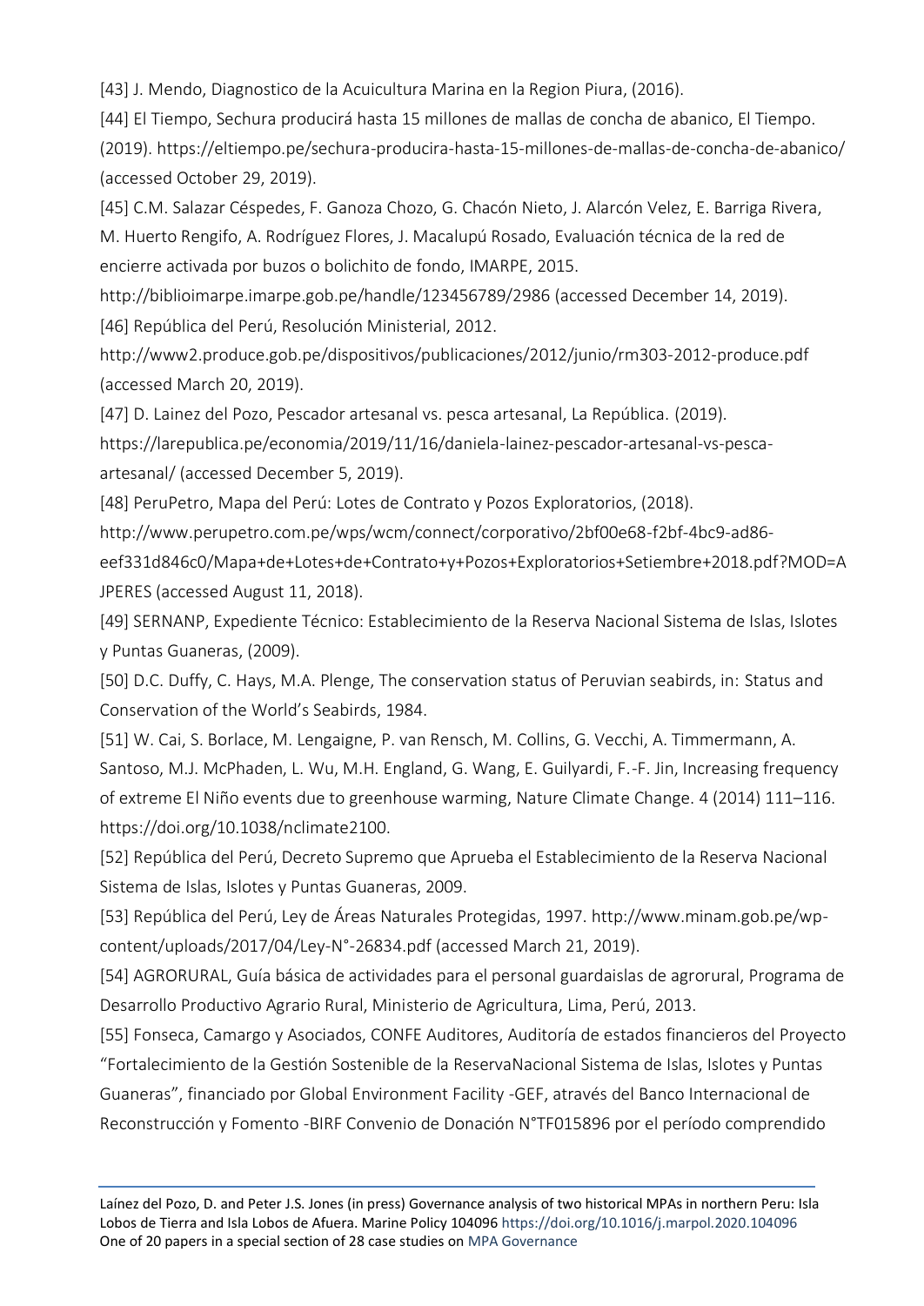[43] J. Mendo, Diagnostico de la Acuicultura Marina en la Region Piura, (2016).

[44] El Tiempo, Sechura producirá hasta 15 millones de mallas de concha de abanico, El Tiempo. (2019). https://eltiempo.pe/sechura-producira-hasta-15-millones-de-mallas-de-concha-de-abanico/ (accessed October 29, 2019).

[45] C.M. Salazar Céspedes, F. Ganoza Chozo, G. Chacón Nieto, J. Alarcón Velez, E. Barriga Rivera, M. Huerto Rengifo, A. Rodríguez Flores, J. Macalupú Rosado, Evaluación técnica de la red de encierre activada por buzos o bolichito de fondo, IMARPE, 2015. http://biblioimarpe.imarpe.gob.pe/handle/123456789/2986 (accessed December 14, 2019).

[46] República del Perú, Resolución Ministerial, 2012. http://www2.produce.gob.pe/dispositivos/publicaciones/2012/junio/rm303-2012-produce.pdf (accessed March 20, 2019).

[47] D. Lainez del Pozo, Pescador artesanal vs. pesca artesanal, La República. (2019). https://larepublica.pe/economia/2019/11/16/daniela-lainez-pescador-artesanal-vs-pesca-artesanal/ (accessed December 5, 2019).

[48] PeruPetro, Mapa del Perú: Lotes de Contrato y Pozos Exploratorios, (2018). http://www.perupetro.com.pe/wps/wcm/connect/corporativo/2bf00e68-f2bf-4bc9-ad86-eef331d846c0/Mapa+de+Lotes+de+Contrato+y+Pozos+Exploratorios+Setiembre+2018.pdf?MOD=AJPERES (accessed August 11, 2018).

[49] SERNANP, Expediente Técnico: Establecimiento de la Reserva Nacional Sistema de Islas, Islotes y Puntas Guaneras, (2009).

[50] D.C. Duffy, C. Hays, M.A. Plenge, The conservation status of Peruvian seabirds, in: Status and Conservation of the World's Seabirds, 1984.

[51] W. Cai, S. Borlace, M. Lengaigne, P. van Rensch, M. Collins, G. Vecchi, A. Timmermann, A. Santoso, M.J. McPhaden, L. Wu, M.H. England, G. Wang, E. Guilyardi, F.-F. Jin, Increasing frequency of extreme El Niño events due to greenhouse warming, Nature Climate Change. 4 (2014) 111–116. https://doi.org/10.1038/nclimate2100.

[52] República del Perú, Decreto Supremo que Aprueba el Establecimiento de la Reserva Nacional Sistema de Islas, Islotes y Puntas Guaneras, 2009.

[53] República del Perú, Ley de Áreas Naturales Protegidas, 1997. http://www.minam.gob.pe/wp-content/uploads/2017/04/Ley-N°-26834.pdf (accessed March 21, 2019).

[54] AGRORURAL, Guía básica de actividades para el personal guardaislas de agrorural, Programa de Desarrollo Productivo Agrario Rural, Ministerio de Agricultura, Lima, Perú, 2013.

[55] Fonseca, Camargo y Asociados, CONFE Auditores, Auditoría de estados financieros del Proyecto "Fortalecimiento de la Gestión Sostenible de la ReservaNacional Sistema de Islas, Islotes y Puntas Guaneras", financiado por Global Environment Facility -GEF, através del Banco Internacional de Reconstrucción y Fomento -BIRF Convenio de Donación N°TF015896 por el período comprendido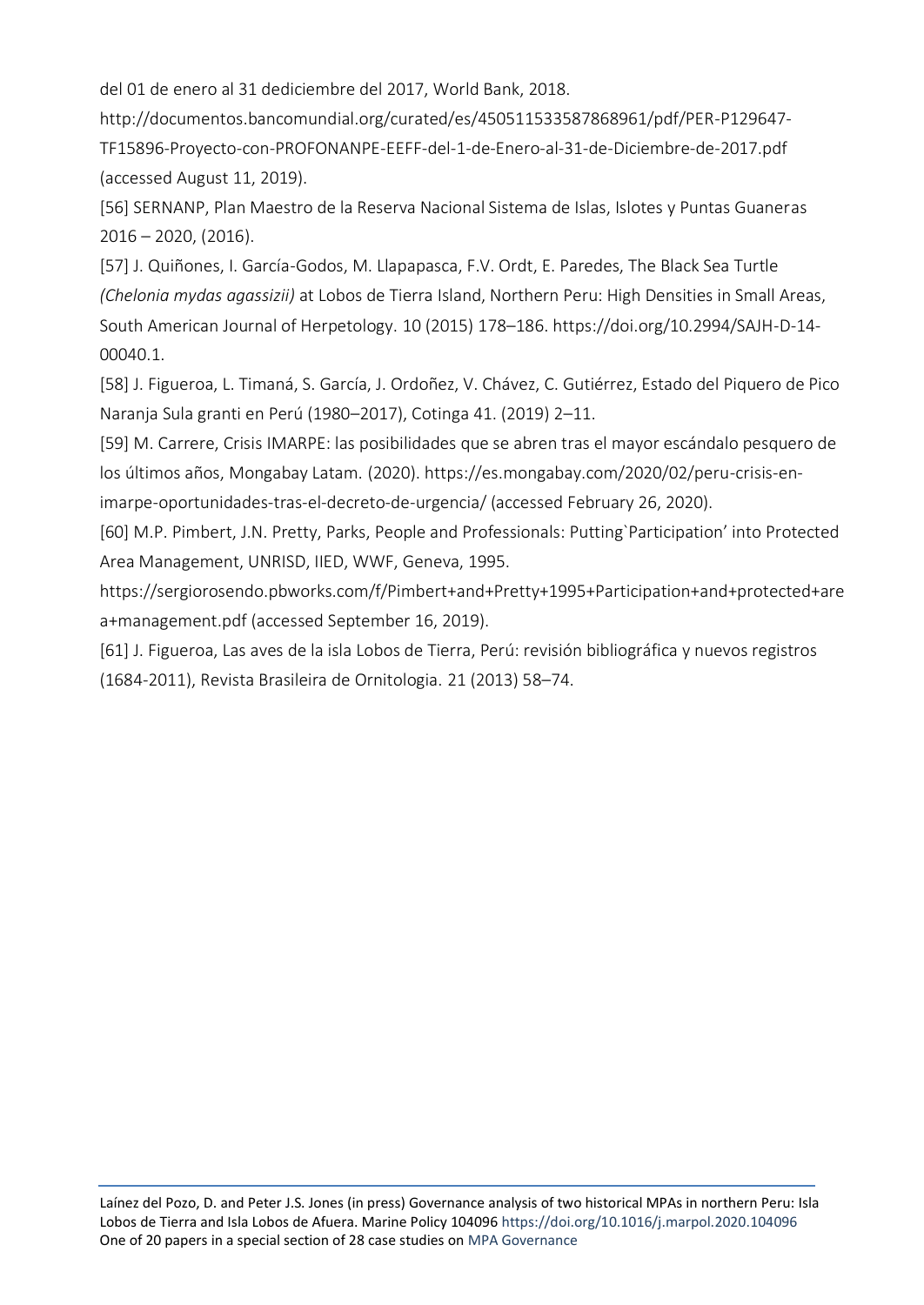del 01 de enero al 31 dediciembre del 2017, World Bank, 2018. http://documentos.bancomundial.org/curated/es/450511533587868961/pdf/PER-P129647-TF15896-Proyecto-con-PROFONANPE-EEFF-del-1-de-Enero-al-31-de-Diciembre-de-2017.pdf (accessed August 11, 2019).

[56] SERNANP, Plan Maestro de la Reserva Nacional Sistema de Islas, Islotes y Puntas Guaneras 2016 – 2020, (2016).

[57] J. Quiñones, I. García-Godos, M. Llapapasca, F.V. Ordt, E. Paredes, The Black Sea Turtle *(Chelonia mydas agassizii)* at Lobos de Tierra Island, Northern Peru: High Densities in Small Areas, South American Journal of Herpetology. 10 (2015) 178–186. https://doi.org/10.2994/SAJH-D-14-00040.1.

[58] J. Figueroa, L. Timaná, S. García, J. Ordoñez, V. Chávez, C. Gutiérrez, Estado del Piquero de Pico Naranja Sula granti en Perú (1980–2017), Cotinga 41. (2019) 2–11.

[59] M. Carrere, Crisis IMARPE: las posibilidades que se abren tras el mayor escándalo pesquero de los últimos años, Mongabay Latam. (2020). https://es.mongabay.com/2020/02/peru-crisis-en-imarpe-oportunidades-tras-el-decreto-de-urgencia/ (accessed February 26, 2020).

[60] M.P. Pimbert, J.N. Pretty, Parks, People and Professionals: Putting`Participation' into Protected Area Management, UNRISD, IIED, WWF, Geneva, 1995. https://sergiorosendo.pbworks.com/f/Pimbert+and+Pretty+1995+Participation+and+protected+area+management.pdf (accessed September 16, 2019).

[61] J. Figueroa, Las aves de la isla Lobos de Tierra, Perú: revisión bibliográfica y nuevos registros (1684-2011), Revista Brasileira de Ornitologia. 21 (2013) 58–74.